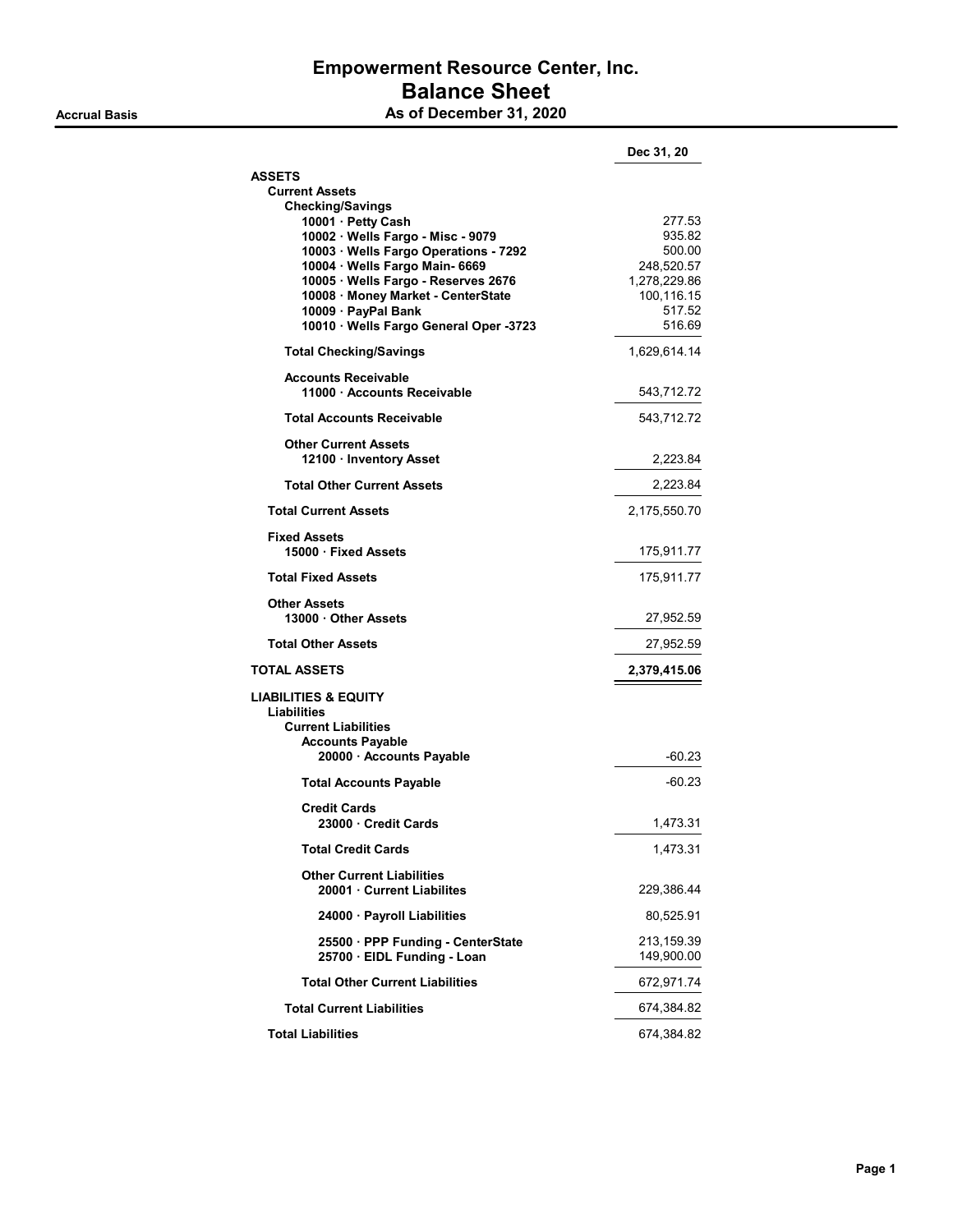# Empowerment Resource Center, Inc.
## Balance Sheet

**Accrual Basis** | **As of December 31, 2020**

| | Dec 31, 20 |
|---|---|
| **ASSETS** | |
| **Current Assets** | |
| **Checking/Savings** | |
| 10001 · Petty Cash | 277.53 |
| 10002 · Wells Fargo - Misc - 9079 | 935.82 |
| 10003 · Wells Fargo Operations - 7292 | 500.00 |
| 10004 · Wells Fargo Main- 6669 | 248,520.57 |
| 10005 · Wells Fargo - Reserves 2676 | 1,278,229.86 |
| 10008 · Money Market - CenterState | 100,116.15 |
| 10009 · PayPal Bank | 517.52 |
| 10010 · Wells Fargo General Oper -3723 | 516.69 |
| **Total Checking/Savings** | 1,629,614.14 |
| **Accounts Receivable** | |
| 11000 · Accounts Receivable | 543,712.72 |
| **Total Accounts Receivable** | 543,712.72 |
| **Other Current Assets** | |
| 12100 · Inventory Asset | 2,223.84 |
| **Total Other Current Assets** | 2,223.84 |
| **Total Current Assets** | 2,175,550.70 |
| **Fixed Assets** | |
| 15000 · Fixed Assets | 175,911.77 |
| **Total Fixed Assets** | 175,911.77 |
| **Other Assets** | |
| 13000 · Other Assets | 27,952.59 |
| **Total Other Assets** | 27,952.59 |
| **TOTAL ASSETS** | **2,379,415.06** |
| **LIABILITIES & EQUITY** | |
| **Liabilities** | |
| **Current Liabilities** | |
| **Accounts Payable** | |
| 20000 · Accounts Payable | -60.23 |
| **Total Accounts Payable** | -60.23 |
| **Credit Cards** | |
| 23000 · Credit Cards | 1,473.31 |
| **Total Credit Cards** | 1,473.31 |
| **Other Current Liabilities** | |
| 20001 · Current Liabilites | 229,386.44 |
| 24000 · Payroll Liabilities | 80,525.91 |
| 25500 · PPP Funding - CenterState | 213,159.39 |
| 25700 · EIDL Funding - Loan | 149,900.00 |
| **Total Other Current Liabilities** | 672,971.74 |
| **Total Current Liabilities** | 674,384.82 |
| **Total Liabilities** | 674,384.82 |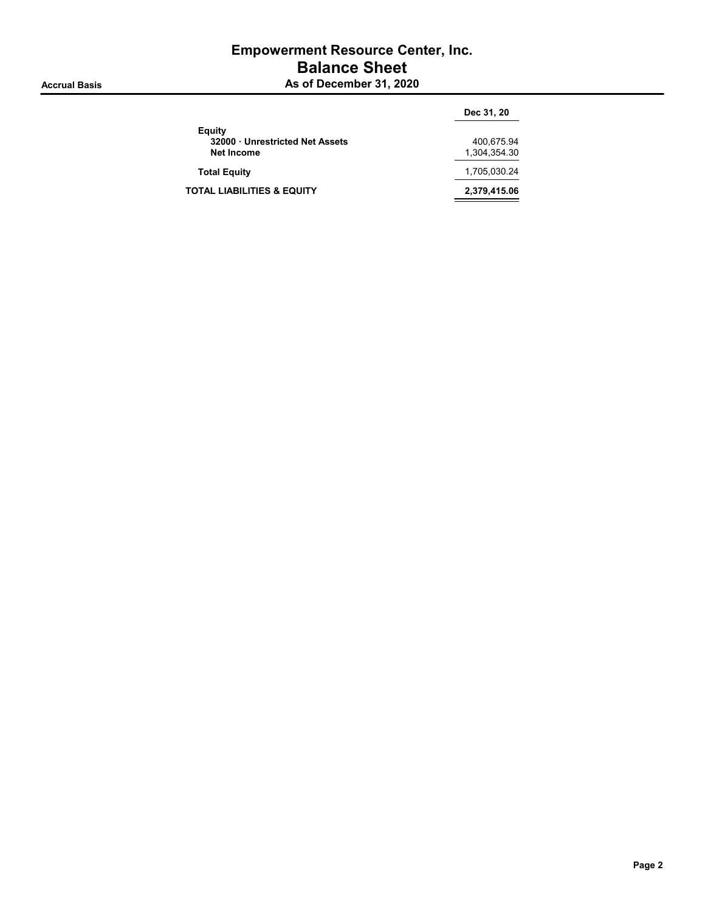# Empowerment Resource Center, Inc.
## Balance Sheet
### As of December 31, 2020

Accrual Basis

| | Dec 31, 20 |
|---|---|
| **Equity** | |
| **32000 · Unrestricted Net Assets** | 400,675.94 |
| **Net Income** | 1,304,354.30 |
| **Total Equity** | 1,705,030.24 |
| **TOTAL LIABILITIES & EQUITY** | **2,379,415.06** |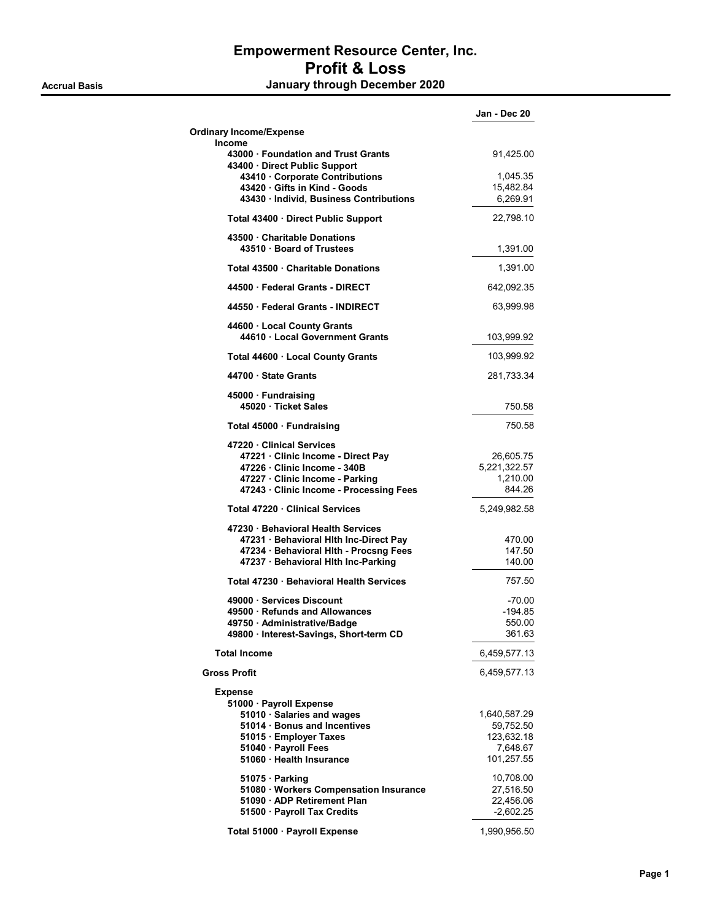# Empowerment Resource Center, Inc.
## Profit & Loss
### January through December 2020

Accrual Basis

| | Jan - Dec 20 |
|---|---|
| **Ordinary Income/Expense** | |
| **Income** | |
| 43000 · Foundation and Trust Grants | 91,425.00 |
| 43400 · Direct Public Support | |
| 43410 · Corporate Contributions | 1,045.35 |
| 43420 · Gifts in Kind - Goods | 15,482.84 |
| 43430 · Individ, Business Contributions | 6,269.91 |
| Total 43400 · Direct Public Support | 22,798.10 |
| 43500 · Charitable Donations | |
| 43510 · Board of Trustees | 1,391.00 |
| Total 43500 · Charitable Donations | 1,391.00 |
| 44500 · Federal Grants - DIRECT | 642,092.35 |
| 44550 · Federal Grants - INDIRECT | 63,999.98 |
| 44600 · Local County Grants | |
| 44610 · Local Government Grants | 103,999.92 |
| Total 44600 · Local County Grants | 103,999.92 |
| 44700 · State Grants | 281,733.34 |
| 45000 · Fundraising | |
| 45020 · Ticket Sales | 750.58 |
| Total 45000 · Fundraising | 750.58 |
| 47220 · Clinical Services | |
| 47221 · Clinic Income - Direct Pay | 26,605.75 |
| 47226 · Clinic Income - 340B | 5,221,322.57 |
| 47227 · Clinic Income - Parking | 1,210.00 |
| 47243 · Clinic Income - Processing Fees | 844.26 |
| Total 47220 · Clinical Services | 5,249,982.58 |
| 47230 · Behavioral Health Services | |
| 47231 · Behavioral Hlth Inc-Direct Pay | 470.00 |
| 47234 · Behavioral Hlth - Procsng Fees | 147.50 |
| 47237 · Behavioral Hlth Inc-Parking | 140.00 |
| Total 47230 · Behavioral Health Services | 757.50 |
| 49000 · Services Discount | -70.00 |
| 49500 · Refunds and Allowances | -194.85 |
| 49750 · Administrative/Badge | 550.00 |
| 49800 · Interest-Savings, Short-term CD | 361.63 |
| **Total Income** | 6,459,577.13 |
| **Gross Profit** | 6,459,577.13 |
| **Expense** | |
| 51000 · Payroll Expense | |
| 51010 · Salaries and wages | 1,640,587.29 |
| 51014 · Bonus and Incentives | 59,752.50 |
| 51015 · Employer Taxes | 123,632.18 |
| 51040 · Payroll Fees | 7,648.67 |
| 51060 · Health Insurance | 101,257.55 |
| 51075 · Parking | 10,708.00 |
| 51080 · Workers Compensation Insurance | 27,516.50 |
| 51090 · ADP Retirement Plan | 22,456.06 |
| 51500 · Payroll Tax Credits | -2,602.25 |
| Total 51000 · Payroll Expense | 1,990,956.50 |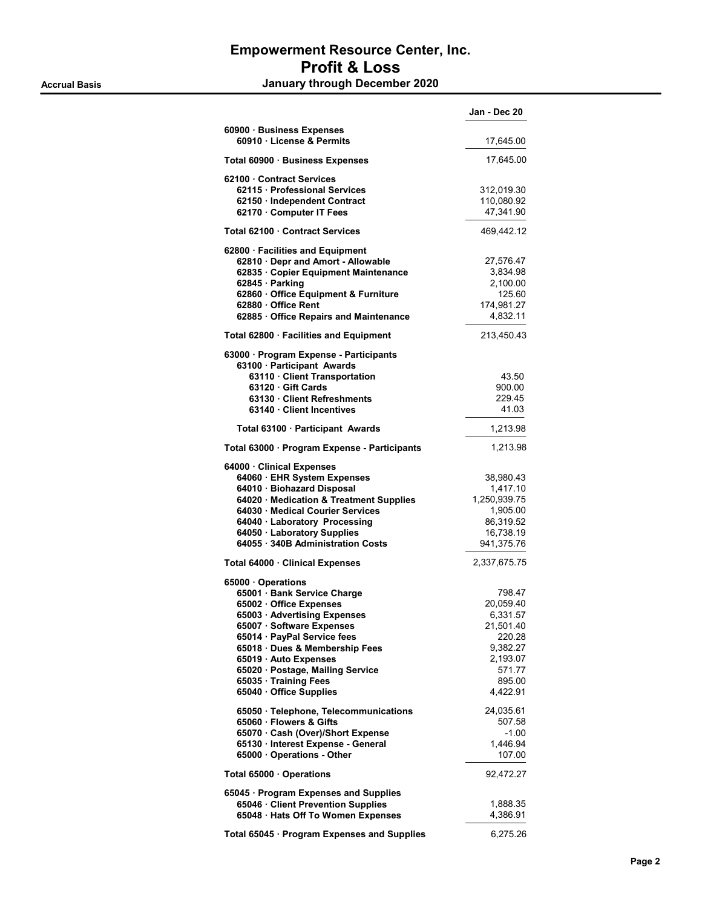# Empowerment Resource Center, Inc.
## Profit & Loss

Accrual Basis — January through December 2020

| | Jan - Dec 20 |
|---|---|
| 60900 · Business Expenses | |
| 60910 · License & Permits | 17,645.00 |
| Total 60900 · Business Expenses | 17,645.00 |
| 62100 · Contract Services | |
| 62115 · Professional Services | 312,019.30 |
| 62150 · Independent Contract | 110,080.92 |
| 62170 · Computer IT Fees | 47,341.90 |
| Total 62100 · Contract Services | 469,442.12 |
| 62800 · Facilities and Equipment | |
| 62810 · Depr and Amort - Allowable | 27,576.47 |
| 62835 · Copier Equipment Maintenance | 3,834.98 |
| 62845 · Parking | 2,100.00 |
| 62860 · Office Equipment & Furniture | 125.60 |
| 62880 · Office Rent | 174,981.27 |
| 62885 · Office Repairs and Maintenance | 4,832.11 |
| Total 62800 · Facilities and Equipment | 213,450.43 |
| 63000 · Program Expense - Participants | |
| 63100 · Participant Awards | |
| 63110 · Client Transportation | 43.50 |
| 63120 · Gift Cards | 900.00 |
| 63130 · Client Refreshments | 229.45 |
| 63140 · Client Incentives | 41.03 |
| Total 63100 · Participant Awards | 1,213.98 |
| Total 63000 · Program Expense - Participants | 1,213.98 |
| 64000 · Clinical Expenses | |
| 64060 · EHR System Expenses | 38,980.43 |
| 64010 · Biohazard Disposal | 1,417.10 |
| 64020 · Medication & Treatment Supplies | 1,250,939.75 |
| 64030 · Medical Courier Services | 1,905.00 |
| 64040 · Laboratory Processing | 86,319.52 |
| 64050 · Laboratory Supplies | 16,738.19 |
| 64055 · 340B Administration Costs | 941,375.76 |
| Total 64000 · Clinical Expenses | 2,337,675.75 |
| 65000 · Operations | |
| 65001 · Bank Service Charge | 798.47 |
| 65002 · Office Expenses | 20,059.40 |
| 65003 · Advertising Expenses | 6,331.57 |
| 65007 · Software Expenses | 21,501.40 |
| 65014 · PayPal Service fees | 220.28 |
| 65018 · Dues & Membership Fees | 9,382.27 |
| 65019 · Auto Expenses | 2,193.07 |
| 65020 · Postage, Mailing Service | 571.77 |
| 65035 · Training Fees | 895.00 |
| 65040 · Office Supplies | 4,422.91 |
| 65050 · Telephone, Telecommunications | 24,035.61 |
| 65060 · Flowers & Gifts | 507.58 |
| 65070 · Cash (Over)/Short Expense | -1.00 |
| 65130 · Interest Expense - General | 1,446.94 |
| 65000 · Operations - Other | 107.00 |
| Total 65000 · Operations | 92,472.27 |
| 65045 · Program Expenses and Supplies | |
| 65046 · Client Prevention Supplies | 1,888.35 |
| 65048 · Hats Off To Women Expenses | 4,386.91 |
| Total 65045 · Program Expenses and Supplies | 6,275.26 |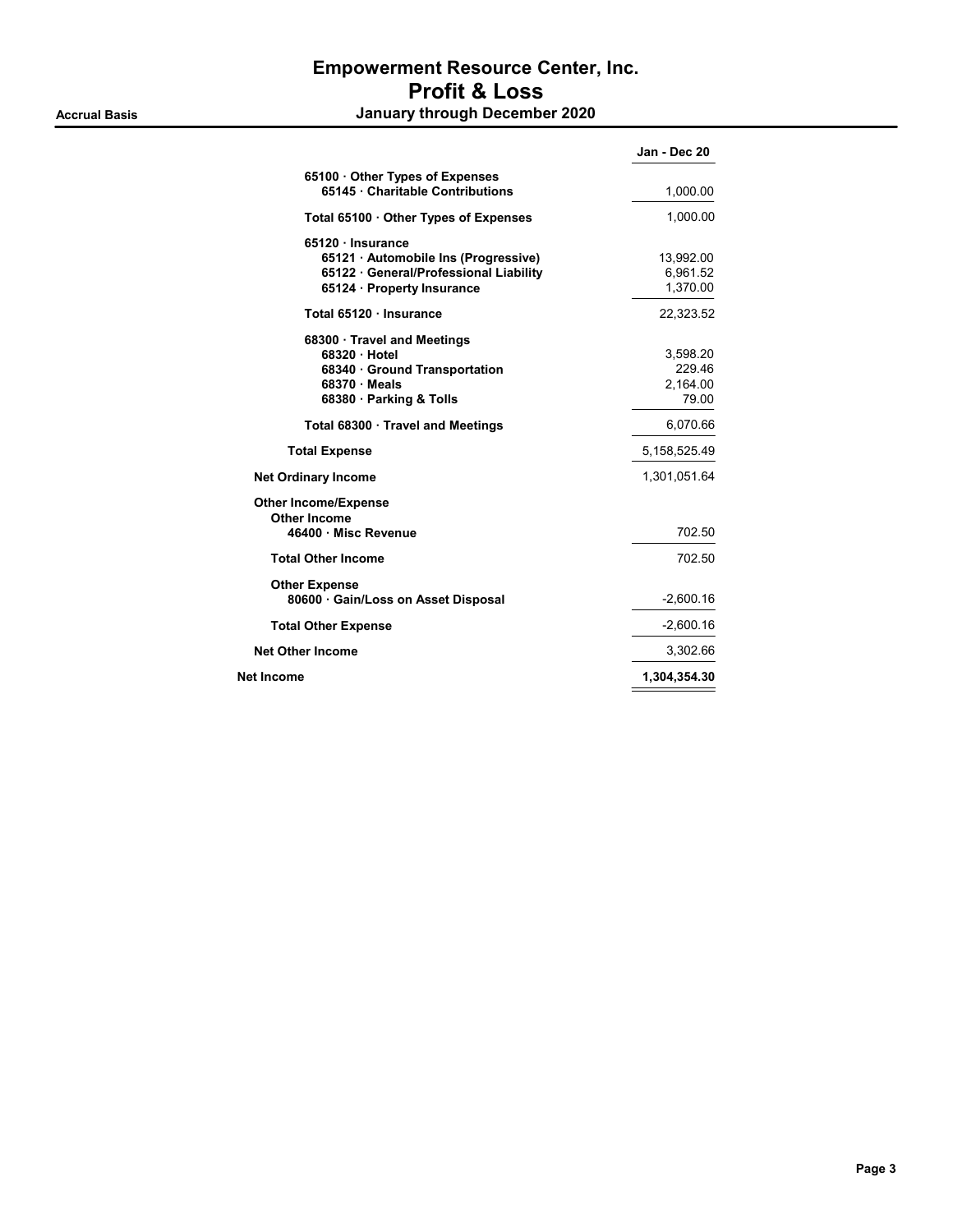# Empowerment Resource Center, Inc.
# Profit & Loss

**Accrual Basis** — **January through December 2020**

| | Jan - Dec 20 |
|---|---|
| **65100 · Other Types of Expenses** | |
| **65145 · Charitable Contributions** | 1,000.00 |
| **Total 65100 · Other Types of Expenses** | 1,000.00 |
| **65120 · Insurance** | |
| **65121 · Automobile Ins (Progressive)** | 13,992.00 |
| **65122 · General/Professional Liability** | 6,961.52 |
| **65124 · Property Insurance** | 1,370.00 |
| **Total 65120 · Insurance** | 22,323.52 |
| **68300 · Travel and Meetings** | |
| **68320 · Hotel** | 3,598.20 |
| **68340 · Ground Transportation** | 229.46 |
| **68370 · Meals** | 2,164.00 |
| **68380 · Parking & Tolls** | 79.00 |
| **Total 68300 · Travel and Meetings** | 6,070.66 |
| **Total Expense** | 5,158,525.49 |
| **Net Ordinary Income** | 1,301,051.64 |
| **Other Income/Expense** | |
| **Other Income** | |
| **46400 · Misc Revenue** | 702.50 |
| **Total Other Income** | 702.50 |
| **Other Expense** | |
| **80600 · Gain/Loss on Asset Disposal** | -2,600.16 |
| **Total Other Expense** | -2,600.16 |
| **Net Other Income** | 3,302.66 |
| **Net Income** | **1,304,354.30** |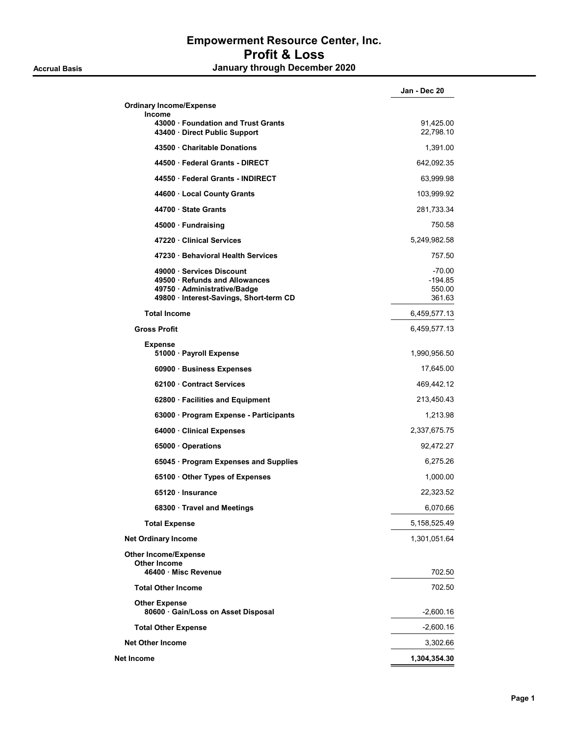# Empowerment Resource Center, Inc.
## Profit & Loss

**Accrual Basis** — **January through December 2020**

| | Jan - Dec 20 |
|---|---|
| **Ordinary Income/Expense** | |
| **Income** | |
| 43000 · Foundation and Trust Grants | 91,425.00 |
| 43400 · Direct Public Support | 22,798.10 |
| 43500 · Charitable Donations | 1,391.00 |
| 44500 · Federal Grants - DIRECT | 642,092.35 |
| 44550 · Federal Grants - INDIRECT | 63,999.98 |
| 44600 · Local County Grants | 103,999.92 |
| 44700 · State Grants | 281,733.34 |
| 45000 · Fundraising | 750.58 |
| 47220 · Clinical Services | 5,249,982.58 |
| 47230 · Behavioral Health Services | 757.50 |
| 49000 · Services Discount | -70.00 |
| 49500 · Refunds and Allowances | -194.85 |
| 49750 · Administrative/Badge | 550.00 |
| 49800 · Interest-Savings, Short-term CD | 361.63 |
| **Total Income** | 6,459,577.13 |
| **Gross Profit** | 6,459,577.13 |
| **Expense** | |
| 51000 · Payroll Expense | 1,990,956.50 |
| 60900 · Business Expenses | 17,645.00 |
| 62100 · Contract Services | 469,442.12 |
| 62800 · Facilities and Equipment | 213,450.43 |
| 63000 · Program Expense - Participants | 1,213.98 |
| 64000 · Clinical Expenses | 2,337,675.75 |
| 65000 · Operations | 92,472.27 |
| 65045 · Program Expenses and Supplies | 6,275.26 |
| 65100 · Other Types of Expenses | 1,000.00 |
| 65120 · Insurance | 22,323.52 |
| 68300 · Travel and Meetings | 6,070.66 |
| **Total Expense** | 5,158,525.49 |
| **Net Ordinary Income** | 1,301,051.64 |
| **Other Income/Expense** | |
| **Other Income** | |
| 46400 · Misc Revenue | 702.50 |
| **Total Other Income** | 702.50 |
| **Other Expense** | |
| 80600 · Gain/Loss on Asset Disposal | -2,600.16 |
| **Total Other Expense** | -2,600.16 |
| **Net Other Income** | 3,302.66 |
| **Net Income** | **1,304,354.30** |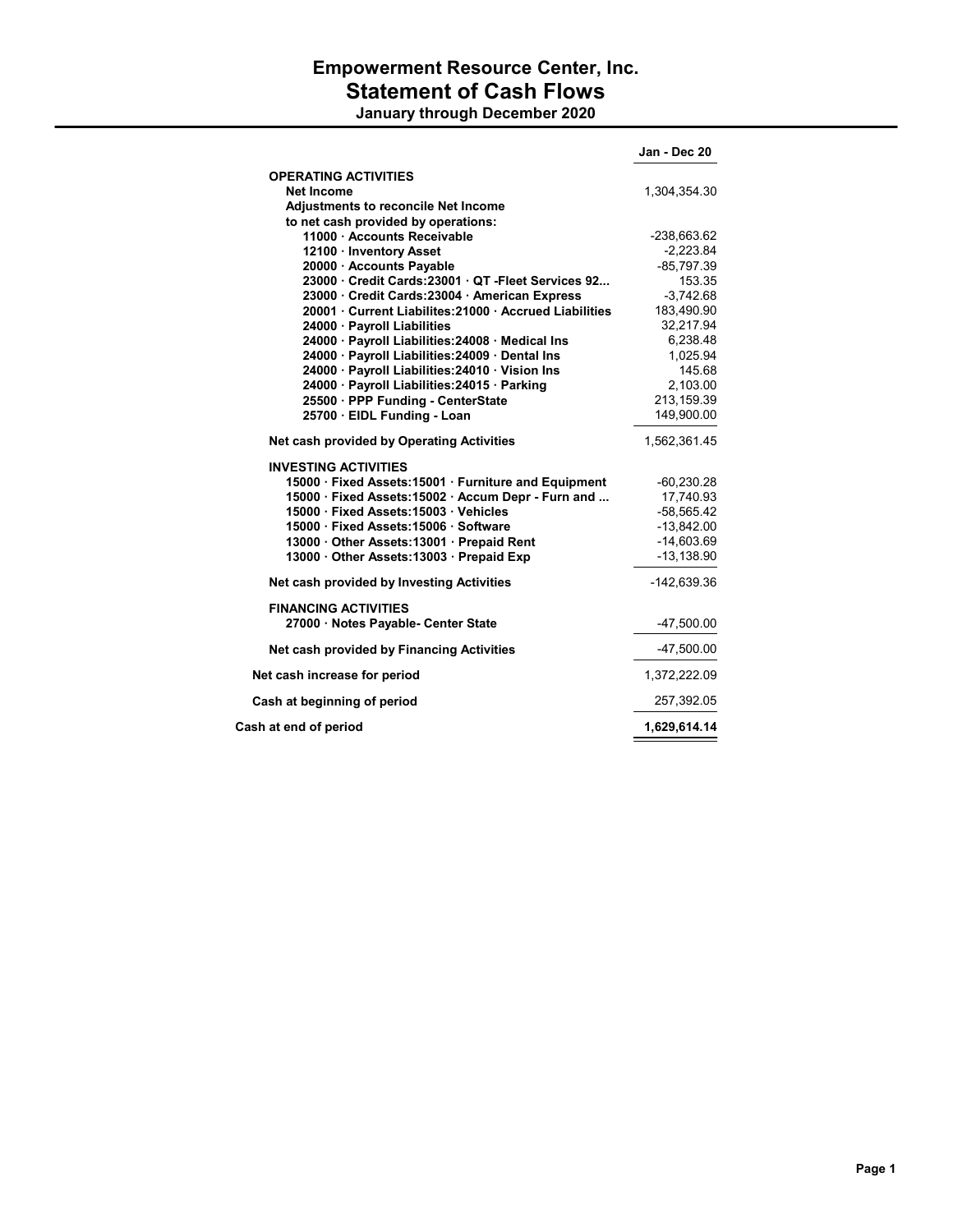# Empowerment Resource Center, Inc.
## Statement of Cash Flows
### January through December 2020

| | Jan - Dec 20 |
|---|---|
| **OPERATING ACTIVITIES** | |
| **Net Income** | 1,304,354.30 |
| **Adjustments to reconcile Net Income** | |
| **to net cash provided by operations:** | |
| **11000 · Accounts Receivable** | -238,663.62 |
| **12100 · Inventory Asset** | -2,223.84 |
| **20000 · Accounts Payable** | -85,797.39 |
| **23000 · Credit Cards:23001 · QT -Fleet Services 92...** | 153.35 |
| **23000 · Credit Cards:23004 · American Express** | -3,742.68 |
| **20001 · Current Liabilites:21000 · Accrued Liabilities** | 183,490.90 |
| **24000 · Payroll Liabilities** | 32,217.94 |
| **24000 · Payroll Liabilities:24008 · Medical Ins** | 6,238.48 |
| **24000 · Payroll Liabilities:24009 · Dental Ins** | 1,025.94 |
| **24000 · Payroll Liabilities:24010 · Vision Ins** | 145.68 |
| **24000 · Payroll Liabilities:24015 · Parking** | 2,103.00 |
| **25500 · PPP Funding - CenterState** | 213,159.39 |
| **25700 · EIDL Funding - Loan** | 149,900.00 |
| **Net cash provided by Operating Activities** | 1,562,361.45 |
| **INVESTING ACTIVITIES** | |
| **15000 · Fixed Assets:15001 · Furniture and Equipment** | -60,230.28 |
| **15000 · Fixed Assets:15002 · Accum Depr - Furn and ...** | 17,740.93 |
| **15000 · Fixed Assets:15003 · Vehicles** | -58,565.42 |
| **15000 · Fixed Assets:15006 · Software** | -13,842.00 |
| **13000 · Other Assets:13001 · Prepaid Rent** | -14,603.69 |
| **13000 · Other Assets:13003 · Prepaid Exp** | -13,138.90 |
| **Net cash provided by Investing Activities** | -142,639.36 |
| **FINANCING ACTIVITIES** | |
| **27000 · Notes Payable- Center State** | -47,500.00 |
| **Net cash provided by Financing Activities** | -47,500.00 |
| **Net cash increase for period** | 1,372,222.09 |
| **Cash at beginning of period** | 257,392.05 |
| **Cash at end of period** | **1,629,614.14** |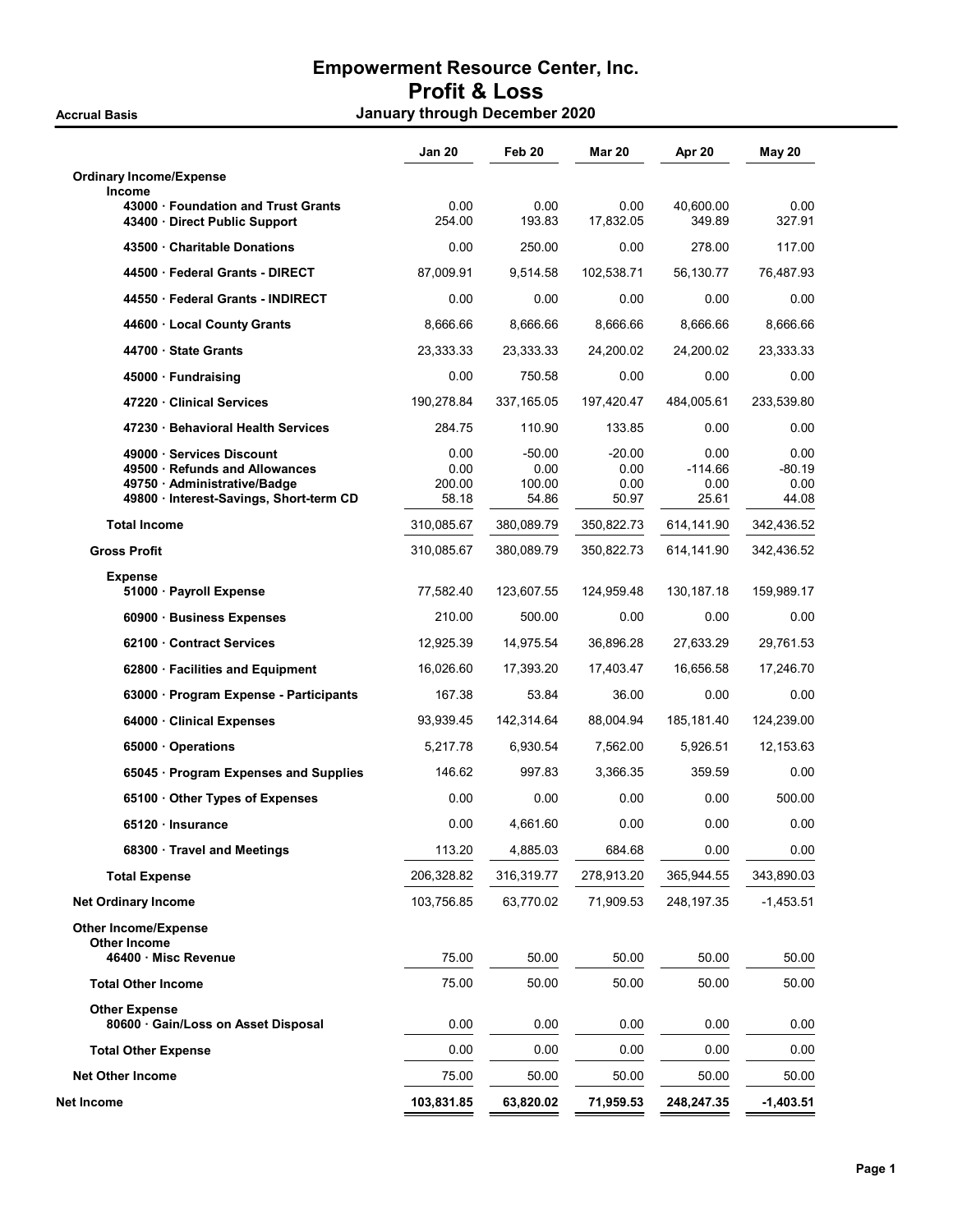# Empowerment Resource Center, Inc.
## Profit & Loss
### January through December 2020

Accrual Basis

| | Jan 20 | Feb 20 | Mar 20 | Apr 20 | May 20 |
|---|---|---|---|---|---|
| **Ordinary Income/Expense** | | | | | |
| **Income** | | | | | |
| 43000 · Foundation and Trust Grants | 0.00 | 0.00 | 0.00 | 40,600.00 | 0.00 |
| 43400 · Direct Public Support | 254.00 | 193.83 | 17,832.05 | 349.89 | 327.91 |
| 43500 · Charitable Donations | 0.00 | 250.00 | 0.00 | 278.00 | 117.00 |
| 44500 · Federal Grants - DIRECT | 87,009.91 | 9,514.58 | 102,538.71 | 56,130.77 | 76,487.93 |
| 44550 · Federal Grants - INDIRECT | 0.00 | 0.00 | 0.00 | 0.00 | 0.00 |
| 44600 · Local County Grants | 8,666.66 | 8,666.66 | 8,666.66 | 8,666.66 | 8,666.66 |
| 44700 · State Grants | 23,333.33 | 23,333.33 | 24,200.02 | 24,200.02 | 23,333.33 |
| 45000 · Fundraising | 0.00 | 750.58 | 0.00 | 0.00 | 0.00 |
| 47220 · Clinical Services | 190,278.84 | 337,165.05 | 197,420.47 | 484,005.61 | 233,539.80 |
| 47230 · Behavioral Health Services | 284.75 | 110.90 | 133.85 | 0.00 | 0.00 |
| 49000 · Services Discount | 0.00 | -50.00 | -20.00 | 0.00 | 0.00 |
| 49500 · Refunds and Allowances | 0.00 | 0.00 | 0.00 | -114.66 | -80.19 |
| 49750 · Administrative/Badge | 200.00 | 100.00 | 0.00 | 0.00 | 0.00 |
| 49800 · Interest-Savings, Short-term CD | 58.18 | 54.86 | 50.97 | 25.61 | 44.08 |
| **Total Income** | 310,085.67 | 380,089.79 | 350,822.73 | 614,141.90 | 342,436.52 |
| **Gross Profit** | 310,085.67 | 380,089.79 | 350,822.73 | 614,141.90 | 342,436.52 |
| **Expense** | | | | | |
| 51000 · Payroll Expense | 77,582.40 | 123,607.55 | 124,959.48 | 130,187.18 | 159,989.17 |
| 60900 · Business Expenses | 210.00 | 500.00 | 0.00 | 0.00 | 0.00 |
| 62100 · Contract Services | 12,925.39 | 14,975.54 | 36,896.28 | 27,633.29 | 29,761.53 |
| 62800 · Facilities and Equipment | 16,026.60 | 17,393.20 | 17,403.47 | 16,656.58 | 17,246.70 |
| 63000 · Program Expense - Participants | 167.38 | 53.84 | 36.00 | 0.00 | 0.00 |
| 64000 · Clinical Expenses | 93,939.45 | 142,314.64 | 88,004.94 | 185,181.40 | 124,239.00 |
| 65000 · Operations | 5,217.78 | 6,930.54 | 7,562.00 | 5,926.51 | 12,153.63 |
| 65045 · Program Expenses and Supplies | 146.62 | 997.83 | 3,366.35 | 359.59 | 0.00 |
| 65100 · Other Types of Expenses | 0.00 | 0.00 | 0.00 | 0.00 | 500.00 |
| 65120 · Insurance | 0.00 | 4,661.60 | 0.00 | 0.00 | 0.00 |
| 68300 · Travel and Meetings | 113.20 | 4,885.03 | 684.68 | 0.00 | 0.00 |
| **Total Expense** | 206,328.82 | 316,319.77 | 278,913.20 | 365,944.55 | 343,890.03 |
| **Net Ordinary Income** | 103,756.85 | 63,770.02 | 71,909.53 | 248,197.35 | -1,453.51 |
| **Other Income/Expense** | | | | | |
| **Other Income** | | | | | |
| 46400 · Misc Revenue | 75.00 | 50.00 | 50.00 | 50.00 | 50.00 |
| **Total Other Income** | 75.00 | 50.00 | 50.00 | 50.00 | 50.00 |
| **Other Expense** | | | | | |
| 80600 · Gain/Loss on Asset Disposal | 0.00 | 0.00 | 0.00 | 0.00 | 0.00 |
| **Total Other Expense** | 0.00 | 0.00 | 0.00 | 0.00 | 0.00 |
| **Net Other Income** | 75.00 | 50.00 | 50.00 | 50.00 | 50.00 |
| **Net Income** | **103,831.85** | **63,820.02** | **71,959.53** | **248,247.35** | **-1,403.51** |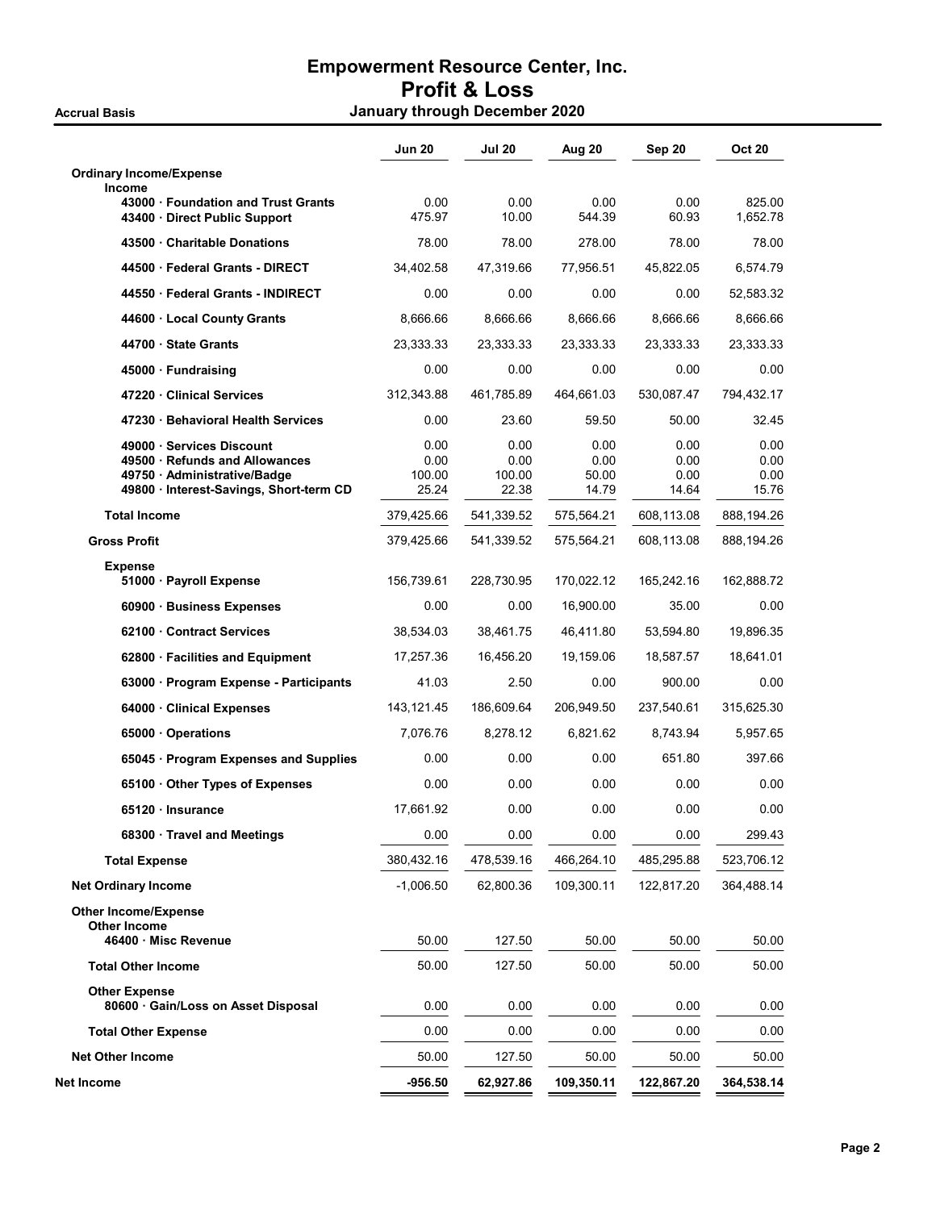# Empowerment Resource Center, Inc.
## Profit & Loss
**Accrual Basis** — **January through December 2020**

| | Jun 20 | Jul 20 | Aug 20 | Sep 20 | Oct 20 |
|---|---|---|---|---|---|
| **Ordinary Income/Expense** | | | | | |
| **Income** | | | | | |
| 43000 · Foundation and Trust Grants | 0.00 | 0.00 | 0.00 | 0.00 | 825.00 |
| 43400 · Direct Public Support | 475.97 | 10.00 | 544.39 | 60.93 | 1,652.78 |
| 43500 · Charitable Donations | 78.00 | 78.00 | 278.00 | 78.00 | 78.00 |
| 44500 · Federal Grants - DIRECT | 34,402.58 | 47,319.66 | 77,956.51 | 45,822.05 | 6,574.79 |
| 44550 · Federal Grants - INDIRECT | 0.00 | 0.00 | 0.00 | 0.00 | 52,583.32 |
| 44600 · Local County Grants | 8,666.66 | 8,666.66 | 8,666.66 | 8,666.66 | 8,666.66 |
| 44700 · State Grants | 23,333.33 | 23,333.33 | 23,333.33 | 23,333.33 | 23,333.33 |
| 45000 · Fundraising | 0.00 | 0.00 | 0.00 | 0.00 | 0.00 |
| 47220 · Clinical Services | 312,343.88 | 461,785.89 | 464,661.03 | 530,087.47 | 794,432.17 |
| 47230 · Behavioral Health Services | 0.00 | 23.60 | 59.50 | 50.00 | 32.45 |
| 49000 · Services Discount | 0.00 | 0.00 | 0.00 | 0.00 | 0.00 |
| 49500 · Refunds and Allowances | 0.00 | 0.00 | 0.00 | 0.00 | 0.00 |
| 49750 · Administrative/Badge | 100.00 | 100.00 | 50.00 | 0.00 | 0.00 |
| 49800 · Interest-Savings, Short-term CD | 25.24 | 22.38 | 14.79 | 14.64 | 15.76 |
| **Total Income** | 379,425.66 | 541,339.52 | 575,564.21 | 608,113.08 | 888,194.26 |
| **Gross Profit** | 379,425.66 | 541,339.52 | 575,564.21 | 608,113.08 | 888,194.26 |
| **Expense** | | | | | |
| 51000 · Payroll Expense | 156,739.61 | 228,730.95 | 170,022.12 | 165,242.16 | 162,888.72 |
| 60900 · Business Expenses | 0.00 | 0.00 | 16,900.00 | 35.00 | 0.00 |
| 62100 · Contract Services | 38,534.03 | 38,461.75 | 46,411.80 | 53,594.80 | 19,896.35 |
| 62800 · Facilities and Equipment | 17,257.36 | 16,456.20 | 19,159.06 | 18,587.57 | 18,641.01 |
| 63000 · Program Expense - Participants | 41.03 | 2.50 | 0.00 | 900.00 | 0.00 |
| 64000 · Clinical Expenses | 143,121.45 | 186,609.64 | 206,949.50 | 237,540.61 | 315,625.30 |
| 65000 · Operations | 7,076.76 | 8,278.12 | 6,821.62 | 8,743.94 | 5,957.65 |
| 65045 · Program Expenses and Supplies | 0.00 | 0.00 | 0.00 | 651.80 | 397.66 |
| 65100 · Other Types of Expenses | 0.00 | 0.00 | 0.00 | 0.00 | 0.00 |
| 65120 · Insurance | 17,661.92 | 0.00 | 0.00 | 0.00 | 0.00 |
| 68300 · Travel and Meetings | 0.00 | 0.00 | 0.00 | 0.00 | 299.43 |
| **Total Expense** | 380,432.16 | 478,539.16 | 466,264.10 | 485,295.88 | 523,706.12 |
| **Net Ordinary Income** | -1,006.50 | 62,800.36 | 109,300.11 | 122,817.20 | 364,488.14 |
| **Other Income/Expense** | | | | | |
| **Other Income** | | | | | |
| 46400 · Misc Revenue | 50.00 | 127.50 | 50.00 | 50.00 | 50.00 |
| **Total Other Income** | 50.00 | 127.50 | 50.00 | 50.00 | 50.00 |
| **Other Expense** | | | | | |
| 80600 · Gain/Loss on Asset Disposal | 0.00 | 0.00 | 0.00 | 0.00 | 0.00 |
| **Total Other Expense** | 0.00 | 0.00 | 0.00 | 0.00 | 0.00 |
| **Net Other Income** | 50.00 | 127.50 | 50.00 | 50.00 | 50.00 |
| **Net Income** | **-956.50** | **62,927.86** | **109,350.11** | **122,867.20** | **364,538.14** |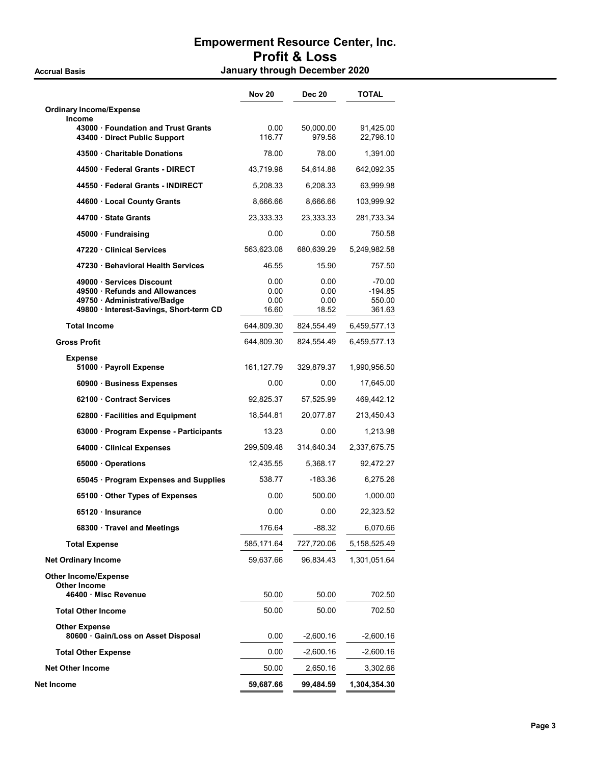# Empowerment Resource Center, Inc.
## Profit & Loss
### January through December 2020

**Accrual Basis**

| | Nov 20 | Dec 20 | TOTAL |
|---|---|---|---|
| **Ordinary Income/Expense** | | | |
| **Income** | | | |
| 43000 · Foundation and Trust Grants | 0.00 | 50,000.00 | 91,425.00 |
| 43400 · Direct Public Support | 116.77 | 979.58 | 22,798.10 |
| 43500 · Charitable Donations | 78.00 | 78.00 | 1,391.00 |
| 44500 · Federal Grants - DIRECT | 43,719.98 | 54,614.88 | 642,092.35 |
| 44550 · Federal Grants - INDIRECT | 5,208.33 | 6,208.33 | 63,999.98 |
| 44600 · Local County Grants | 8,666.66 | 8,666.66 | 103,999.92 |
| 44700 · State Grants | 23,333.33 | 23,333.33 | 281,733.34 |
| 45000 · Fundraising | 0.00 | 0.00 | 750.58 |
| 47220 · Clinical Services | 563,623.08 | 680,639.29 | 5,249,982.58 |
| 47230 · Behavioral Health Services | 46.55 | 15.90 | 757.50 |
| 49000 · Services Discount | 0.00 | 0.00 | -70.00 |
| 49500 · Refunds and Allowances | 0.00 | 0.00 | -194.85 |
| 49750 · Administrative/Badge | 0.00 | 0.00 | 550.00 |
| 49800 · Interest-Savings, Short-term CD | 16.60 | 18.52 | 361.63 |
| **Total Income** | 644,809.30 | 824,554.49 | 6,459,577.13 |
| **Gross Profit** | 644,809.30 | 824,554.49 | 6,459,577.13 |
| **Expense** | | | |
| 51000 · Payroll Expense | 161,127.79 | 329,879.37 | 1,990,956.50 |
| 60900 · Business Expenses | 0.00 | 0.00 | 17,645.00 |
| 62100 · Contract Services | 92,825.37 | 57,525.99 | 469,442.12 |
| 62800 · Facilities and Equipment | 18,544.81 | 20,077.87 | 213,450.43 |
| 63000 · Program Expense - Participants | 13.23 | 0.00 | 1,213.98 |
| 64000 · Clinical Expenses | 299,509.48 | 314,640.34 | 2,337,675.75 |
| 65000 · Operations | 12,435.55 | 5,368.17 | 92,472.27 |
| 65045 · Program Expenses and Supplies | 538.77 | -183.36 | 6,275.26 |
| 65100 · Other Types of Expenses | 0.00 | 500.00 | 1,000.00 |
| 65120 · Insurance | 0.00 | 0.00 | 22,323.52 |
| 68300 · Travel and Meetings | 176.64 | -88.32 | 6,070.66 |
| **Total Expense** | 585,171.64 | 727,720.06 | 5,158,525.49 |
| **Net Ordinary Income** | 59,637.66 | 96,834.43 | 1,301,051.64 |
| **Other Income/Expense** | | | |
| **Other Income** | | | |
| 46400 · Misc Revenue | 50.00 | 50.00 | 702.50 |
| **Total Other Income** | 50.00 | 50.00 | 702.50 |
| **Other Expense** | | | |
| 80600 · Gain/Loss on Asset Disposal | 0.00 | -2,600.16 | -2,600.16 |
| **Total Other Expense** | 0.00 | -2,600.16 | -2,600.16 |
| **Net Other Income** | 50.00 | 2,650.16 | 3,302.66 |
| **Net Income** | **59,687.66** | **99,484.59** | **1,304,354.30** |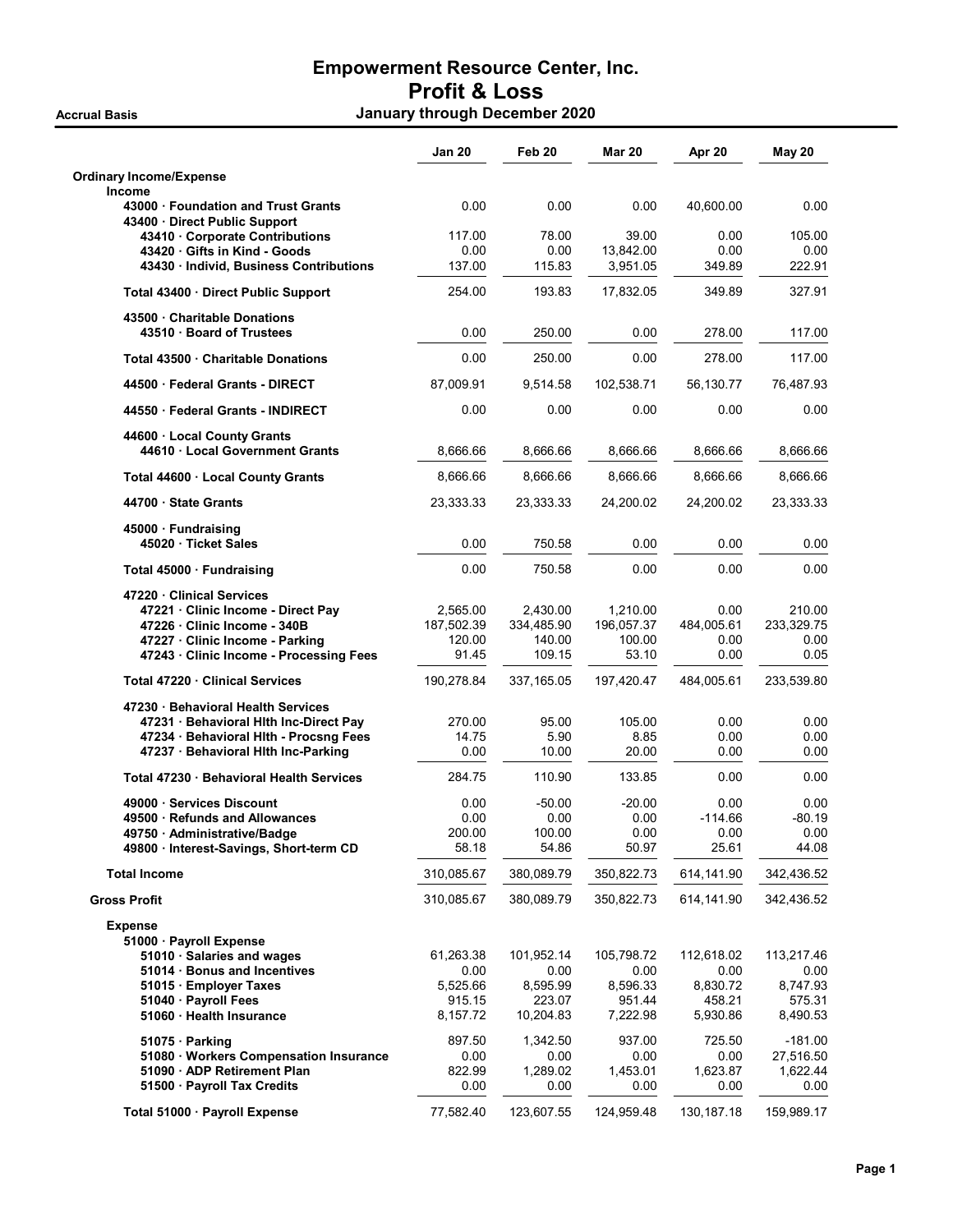# Empowerment Resource Center, Inc.
## Profit & Loss
### January through December 2020

**Accrual Basis**

| | Jan 20 | Feb 20 | Mar 20 | Apr 20 | May 20 |
|---|---|---|---|---|---|
| **Ordinary Income/Expense** | | | | | |
| **Income** | | | | | |
| 43000 · Foundation and Trust Grants | 0.00 | 0.00 | 0.00 | 40,600.00 | 0.00 |
| 43400 · Direct Public Support | | | | | |
| 43410 · Corporate Contributions | 117.00 | 78.00 | 39.00 | 0.00 | 105.00 |
| 43420 · Gifts in Kind - Goods | 0.00 | 0.00 | 13,842.00 | 0.00 | 0.00 |
| 43430 · Individ, Business Contributions | 137.00 | 115.83 | 3,951.05 | 349.89 | 222.91 |
| Total 43400 · Direct Public Support | 254.00 | 193.83 | 17,832.05 | 349.89 | 327.91 |
| 43500 · Charitable Donations | | | | | |
| 43510 · Board of Trustees | 0.00 | 250.00 | 0.00 | 278.00 | 117.00 |
| Total 43500 · Charitable Donations | 0.00 | 250.00 | 0.00 | 278.00 | 117.00 |
| 44500 · Federal Grants - DIRECT | 87,009.91 | 9,514.58 | 102,538.71 | 56,130.77 | 76,487.93 |
| 44550 · Federal Grants - INDIRECT | 0.00 | 0.00 | 0.00 | 0.00 | 0.00 |
| 44600 · Local County Grants | | | | | |
| 44610 · Local Government Grants | 8,666.66 | 8,666.66 | 8,666.66 | 8,666.66 | 8,666.66 |
| Total 44600 · Local County Grants | 8,666.66 | 8,666.66 | 8,666.66 | 8,666.66 | 8,666.66 |
| 44700 · State Grants | 23,333.33 | 23,333.33 | 24,200.02 | 24,200.02 | 23,333.33 |
| 45000 · Fundraising | | | | | |
| 45020 · Ticket Sales | 0.00 | 750.58 | 0.00 | 0.00 | 0.00 |
| Total 45000 · Fundraising | 0.00 | 750.58 | 0.00 | 0.00 | 0.00 |
| 47220 · Clinical Services | | | | | |
| 47221 · Clinic Income - Direct Pay | 2,565.00 | 2,430.00 | 1,210.00 | 0.00 | 210.00 |
| 47226 · Clinic Income - 340B | 187,502.39 | 334,485.90 | 196,057.37 | 484,005.61 | 233,329.75 |
| 47227 · Clinic Income - Parking | 120.00 | 140.00 | 100.00 | 0.00 | 0.00 |
| 47243 · Clinic Income - Processing Fees | 91.45 | 109.15 | 53.10 | 0.00 | 0.05 |
| Total 47220 · Clinical Services | 190,278.84 | 337,165.05 | 197,420.47 | 484,005.61 | 233,539.80 |
| 47230 · Behavioral Health Services | | | | | |
| 47231 · Behavioral Hlth Inc-Direct Pay | 270.00 | 95.00 | 105.00 | 0.00 | 0.00 |
| 47234 · Behavioral Hlth - Procsng Fees | 14.75 | 5.90 | 8.85 | 0.00 | 0.00 |
| 47237 · Behavioral Hlth Inc-Parking | 0.00 | 10.00 | 20.00 | 0.00 | 0.00 |
| Total 47230 · Behavioral Health Services | 284.75 | 110.90 | 133.85 | 0.00 | 0.00 |
| 49000 · Services Discount | 0.00 | -50.00 | -20.00 | 0.00 | 0.00 |
| 49500 · Refunds and Allowances | 0.00 | 0.00 | 0.00 | -114.66 | -80.19 |
| 49750 · Administrative/Badge | 200.00 | 100.00 | 0.00 | 0.00 | 0.00 |
| 49800 · Interest-Savings, Short-term CD | 58.18 | 54.86 | 50.97 | 25.61 | 44.08 |
| **Total Income** | 310,085.67 | 380,089.79 | 350,822.73 | 614,141.90 | 342,436.52 |
| **Gross Profit** | 310,085.67 | 380,089.79 | 350,822.73 | 614,141.90 | 342,436.52 |
| **Expense** | | | | | |
| 51000 · Payroll Expense | | | | | |
| 51010 · Salaries and wages | 61,263.38 | 101,952.14 | 105,798.72 | 112,618.02 | 113,217.46 |
| 51014 · Bonus and Incentives | 0.00 | 0.00 | 0.00 | 0.00 | 0.00 |
| 51015 · Employer Taxes | 5,525.66 | 8,595.99 | 8,596.33 | 8,830.72 | 8,747.93 |
| 51040 · Payroll Fees | 915.15 | 223.07 | 951.44 | 458.21 | 575.31 |
| 51060 · Health Insurance | 8,157.72 | 10,204.83 | 7,222.98 | 5,930.86 | 8,490.53 |
| 51075 · Parking | 897.50 | 1,342.50 | 937.00 | 725.50 | -181.00 |
| 51080 · Workers Compensation Insurance | 0.00 | 0.00 | 0.00 | 0.00 | 27,516.50 |
| 51090 · ADP Retirement Plan | 822.99 | 1,289.02 | 1,453.01 | 1,623.87 | 1,622.44 |
| 51500 · Payroll Tax Credits | 0.00 | 0.00 | 0.00 | 0.00 | 0.00 |
| Total 51000 · Payroll Expense | 77,582.40 | 123,607.55 | 124,959.48 | 130,187.18 | 159,989.17 |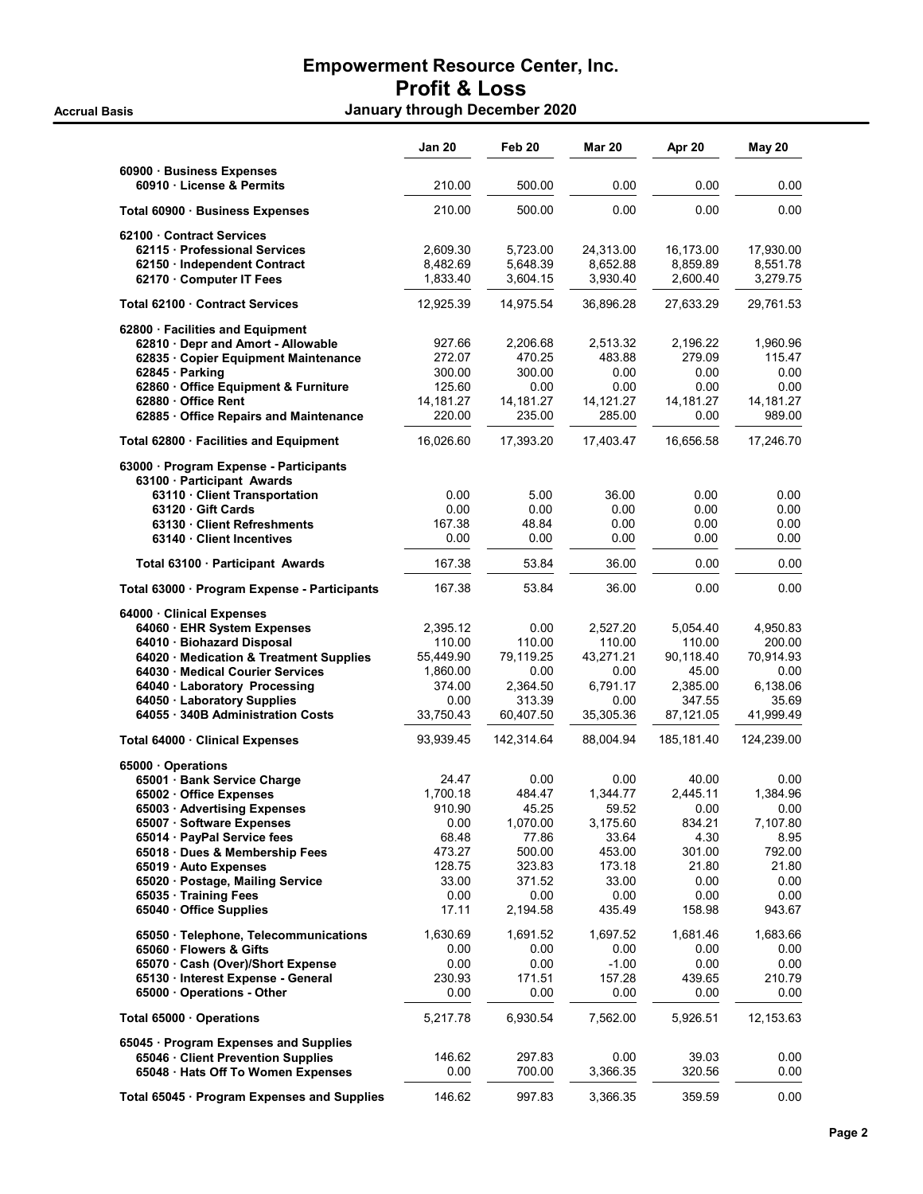# Empowerment Resource Center, Inc.
## Profit & Loss
### January through December 2020

Accrual Basis

| | Jan 20 | Feb 20 | Mar 20 | Apr 20 | May 20 |
|---|---|---|---|---|---|
| 60900 · Business Expenses | | | | | |
| 60910 · License & Permits | 210.00 | 500.00 | 0.00 | 0.00 | 0.00 |
| Total 60900 · Business Expenses | 210.00 | 500.00 | 0.00 | 0.00 | 0.00 |
| 62100 · Contract Services | | | | | |
| 62115 · Professional Services | 2,609.30 | 5,723.00 | 24,313.00 | 16,173.00 | 17,930.00 |
| 62150 · Independent Contract | 8,482.69 | 5,648.39 | 8,652.88 | 8,859.89 | 8,551.78 |
| 62170 · Computer IT Fees | 1,833.40 | 3,604.15 | 3,930.40 | 2,600.40 | 3,279.75 |
| Total 62100 · Contract Services | 12,925.39 | 14,975.54 | 36,896.28 | 27,633.29 | 29,761.53 |
| 62800 · Facilities and Equipment | | | | | |
| 62810 · Depr and Amort - Allowable | 927.66 | 2,206.68 | 2,513.32 | 2,196.22 | 1,960.96 |
| 62835 · Copier Equipment Maintenance | 272.07 | 470.25 | 483.88 | 279.09 | 115.47 |
| 62845 · Parking | 300.00 | 300.00 | 0.00 | 0.00 | 0.00 |
| 62860 · Office Equipment & Furniture | 125.60 | 0.00 | 0.00 | 0.00 | 0.00 |
| 62880 · Office Rent | 14,181.27 | 14,181.27 | 14,121.27 | 14,181.27 | 14,181.27 |
| 62885 · Office Repairs and Maintenance | 220.00 | 235.00 | 285.00 | 0.00 | 989.00 |
| Total 62800 · Facilities and Equipment | 16,026.60 | 17,393.20 | 17,403.47 | 16,656.58 | 17,246.70 |
| 63000 · Program Expense - Participants | | | | | |
| 63100 · Participant Awards | | | | | |
| 63110 · Client Transportation | 0.00 | 5.00 | 36.00 | 0.00 | 0.00 |
| 63120 · Gift Cards | 0.00 | 0.00 | 0.00 | 0.00 | 0.00 |
| 63130 · Client Refreshments | 167.38 | 48.84 | 0.00 | 0.00 | 0.00 |
| 63140 · Client Incentives | 0.00 | 0.00 | 0.00 | 0.00 | 0.00 |
| Total 63100 · Participant Awards | 167.38 | 53.84 | 36.00 | 0.00 | 0.00 |
| Total 63000 · Program Expense - Participants | 167.38 | 53.84 | 36.00 | 0.00 | 0.00 |
| 64000 · Clinical Expenses | | | | | |
| 64060 · EHR System Expenses | 2,395.12 | 0.00 | 2,527.20 | 5,054.40 | 4,950.83 |
| 64010 · Biohazard Disposal | 110.00 | 110.00 | 110.00 | 110.00 | 200.00 |
| 64020 · Medication & Treatment Supplies | 55,449.90 | 79,119.25 | 43,271.21 | 90,118.40 | 70,914.93 |
| 64030 · Medical Courier Services | 1,860.00 | 0.00 | 0.00 | 45.00 | 0.00 |
| 64040 · Laboratory Processing | 374.00 | 2,364.50 | 6,791.17 | 2,385.00 | 6,138.06 |
| 64050 · Laboratory Supplies | 0.00 | 313.39 | 0.00 | 347.55 | 35.69 |
| 64055 · 340B Administration Costs | 33,750.43 | 60,407.50 | 35,305.36 | 87,121.05 | 41,999.49 |
| Total 64000 · Clinical Expenses | 93,939.45 | 142,314.64 | 88,004.94 | 185,181.40 | 124,239.00 |
| 65000 · Operations | | | | | |
| 65001 · Bank Service Charge | 24.47 | 0.00 | 0.00 | 40.00 | 0.00 |
| 65002 · Office Expenses | 1,700.18 | 484.47 | 1,344.77 | 2,445.11 | 1,384.96 |
| 65003 · Advertising Expenses | 910.90 | 45.25 | 59.52 | 0.00 | 0.00 |
| 65007 · Software Expenses | 0.00 | 1,070.00 | 3,175.60 | 834.21 | 7,107.80 |
| 65014 · PayPal Service fees | 68.48 | 77.86 | 33.64 | 4.30 | 8.95 |
| 65018 · Dues & Membership Fees | 473.27 | 500.00 | 453.00 | 301.00 | 792.00 |
| 65019 · Auto Expenses | 128.75 | 323.83 | 173.18 | 21.80 | 21.80 |
| 65020 · Postage, Mailing Service | 33.00 | 371.52 | 33.00 | 0.00 | 0.00 |
| 65035 · Training Fees | 0.00 | 0.00 | 0.00 | 0.00 | 0.00 |
| 65040 · Office Supplies | 17.11 | 2,194.58 | 435.49 | 158.98 | 943.67 |
| 65050 · Telephone, Telecommunications | 1,630.69 | 1,691.52 | 1,697.52 | 1,681.46 | 1,683.66 |
| 65060 · Flowers & Gifts | 0.00 | 0.00 | 0.00 | 0.00 | 0.00 |
| 65070 · Cash (Over)/Short Expense | 0.00 | 0.00 | -1.00 | 0.00 | 0.00 |
| 65130 · Interest Expense - General | 230.93 | 171.51 | 157.28 | 439.65 | 210.79 |
| 65000 · Operations - Other | 0.00 | 0.00 | 0.00 | 0.00 | 0.00 |
| Total 65000 · Operations | 5,217.78 | 6,930.54 | 7,562.00 | 5,926.51 | 12,153.63 |
| 65045 · Program Expenses and Supplies | | | | | |
| 65046 · Client Prevention Supplies | 146.62 | 297.83 | 0.00 | 39.03 | 0.00 |
| 65048 · Hats Off To Women Expenses | 0.00 | 700.00 | 3,366.35 | 320.56 | 0.00 |
| Total 65045 · Program Expenses and Supplies | 146.62 | 997.83 | 3,366.35 | 359.59 | 0.00 |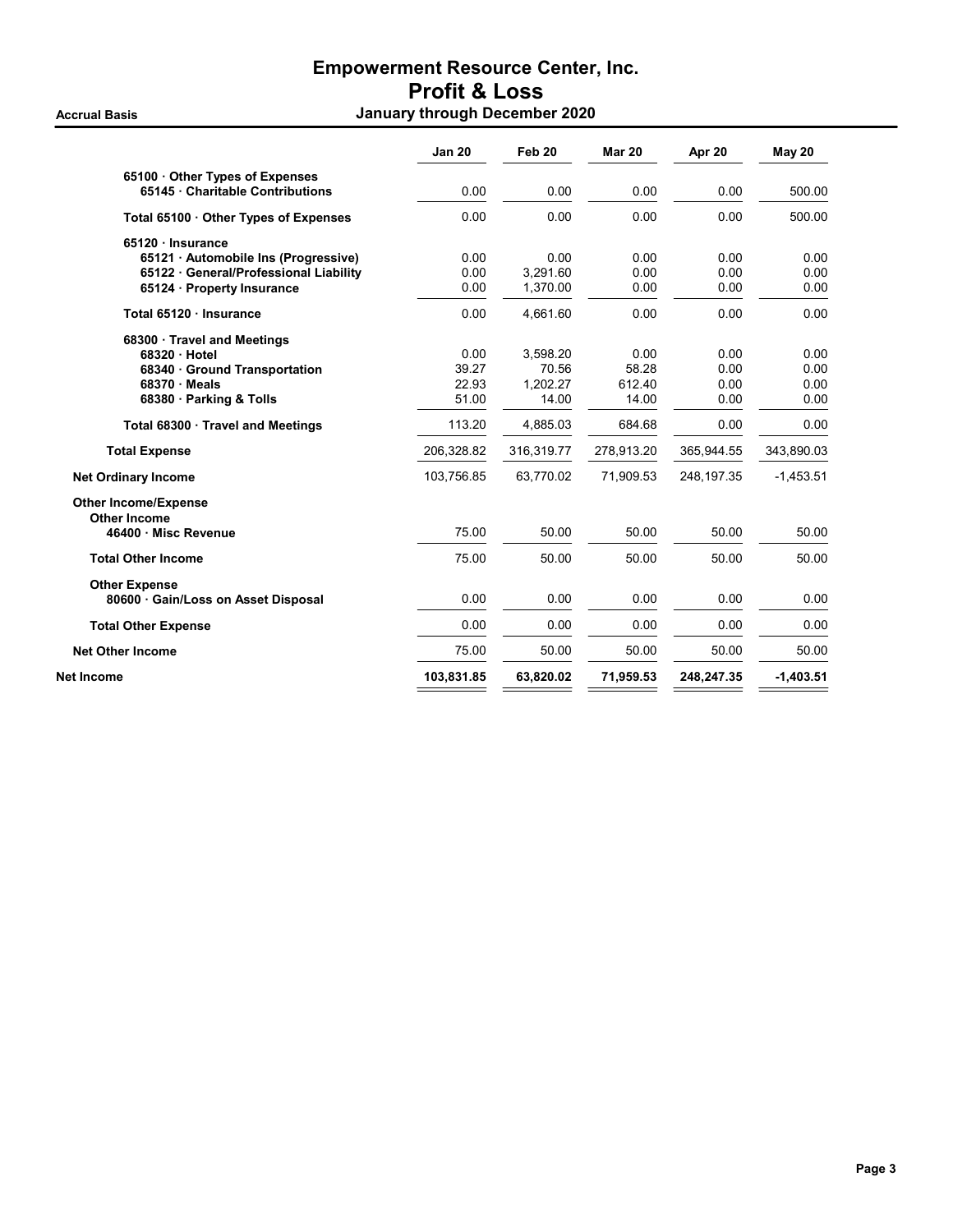# Empowerment Resource Center, Inc.
## Profit & Loss
### January through December 2020

Accrual Basis

| | Jan 20 | Feb 20 | Mar 20 | Apr 20 | May 20 |
|---|---|---|---|---|---|
| 65100 · Other Types of Expenses | | | | | |
| 65145 · Charitable Contributions | 0.00 | 0.00 | 0.00 | 0.00 | 500.00 |
| Total 65100 · Other Types of Expenses | 0.00 | 0.00 | 0.00 | 0.00 | 500.00 |
| 65120 · Insurance | | | | | |
| 65121 · Automobile Ins (Progressive) | 0.00 | 0.00 | 0.00 | 0.00 | 0.00 |
| 65122 · General/Professional Liability | 0.00 | 3,291.60 | 0.00 | 0.00 | 0.00 |
| 65124 · Property Insurance | 0.00 | 1,370.00 | 0.00 | 0.00 | 0.00 |
| Total 65120 · Insurance | 0.00 | 4,661.60 | 0.00 | 0.00 | 0.00 |
| 68300 · Travel and Meetings | | | | | |
| 68320 · Hotel | 0.00 | 3,598.20 | 0.00 | 0.00 | 0.00 |
| 68340 · Ground Transportation | 39.27 | 70.56 | 58.28 | 0.00 | 0.00 |
| 68370 · Meals | 22.93 | 1,202.27 | 612.40 | 0.00 | 0.00 |
| 68380 · Parking & Tolls | 51.00 | 14.00 | 14.00 | 0.00 | 0.00 |
| Total 68300 · Travel and Meetings | 113.20 | 4,885.03 | 684.68 | 0.00 | 0.00 |
| Total Expense | 206,328.82 | 316,319.77 | 278,913.20 | 365,944.55 | 343,890.03 |
| Net Ordinary Income | 103,756.85 | 63,770.02 | 71,909.53 | 248,197.35 | -1,453.51 |
| Other Income/Expense | | | | | |
| Other Income | | | | | |
| 46400 · Misc Revenue | 75.00 | 50.00 | 50.00 | 50.00 | 50.00 |
| Total Other Income | 75.00 | 50.00 | 50.00 | 50.00 | 50.00 |
| Other Expense | | | | | |
| 80600 · Gain/Loss on Asset Disposal | 0.00 | 0.00 | 0.00 | 0.00 | 0.00 |
| Total Other Expense | 0.00 | 0.00 | 0.00 | 0.00 | 0.00 |
| Net Other Income | 75.00 | 50.00 | 50.00 | 50.00 | 50.00 |
| **Net Income** | **103,831.85** | **63,820.02** | **71,959.53** | **248,247.35** | **-1,403.51** |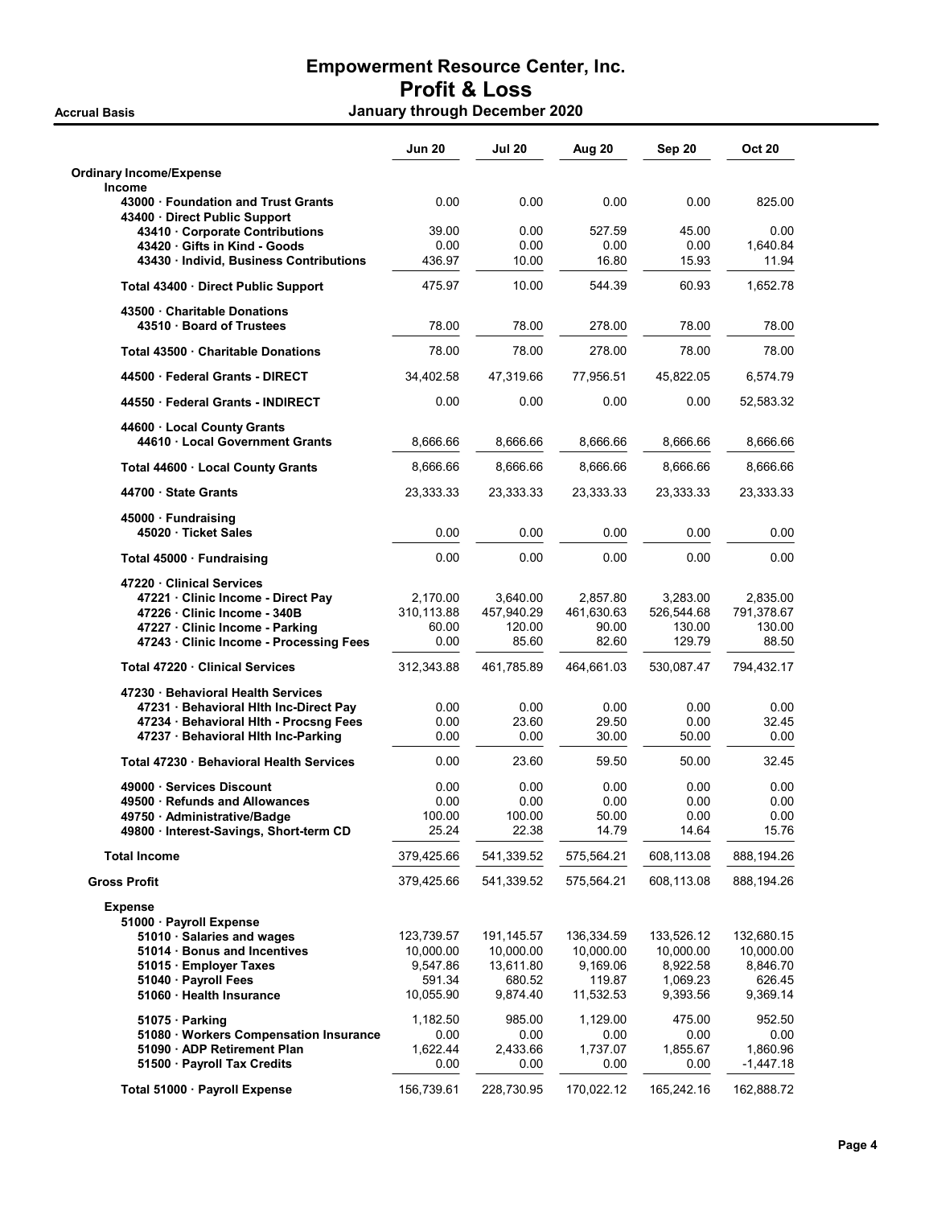# Empowerment Resource Center, Inc.
## Profit & Loss

**Accrual Basis** — **January through December 2020**

| | Jun 20 | Jul 20 | Aug 20 | Sep 20 | Oct 20 |
|---|---|---|---|---|---|
| **Ordinary Income/Expense** | | | | | |
| **Income** | | | | | |
| 43000 · Foundation and Trust Grants | 0.00 | 0.00 | 0.00 | 0.00 | 825.00 |
| 43400 · Direct Public Support | | | | | |
| 43410 · Corporate Contributions | 39.00 | 0.00 | 527.59 | 45.00 | 0.00 |
| 43420 · Gifts in Kind - Goods | 0.00 | 0.00 | 0.00 | 0.00 | 1,640.84 |
| 43430 · Individ, Business Contributions | 436.97 | 10.00 | 16.80 | 15.93 | 11.94 |
| Total 43400 · Direct Public Support | 475.97 | 10.00 | 544.39 | 60.93 | 1,652.78 |
| 43500 · Charitable Donations | | | | | |
| 43510 · Board of Trustees | 78.00 | 78.00 | 278.00 | 78.00 | 78.00 |
| Total 43500 · Charitable Donations | 78.00 | 78.00 | 278.00 | 78.00 | 78.00 |
| 44500 · Federal Grants - DIRECT | 34,402.58 | 47,319.66 | 77,956.51 | 45,822.05 | 6,574.79 |
| 44550 · Federal Grants - INDIRECT | 0.00 | 0.00 | 0.00 | 0.00 | 52,583.32 |
| 44600 · Local County Grants | | | | | |
| 44610 · Local Government Grants | 8,666.66 | 8,666.66 | 8,666.66 | 8,666.66 | 8,666.66 |
| Total 44600 · Local County Grants | 8,666.66 | 8,666.66 | 8,666.66 | 8,666.66 | 8,666.66 |
| 44700 · State Grants | 23,333.33 | 23,333.33 | 23,333.33 | 23,333.33 | 23,333.33 |
| 45000 · Fundraising | | | | | |
| 45020 · Ticket Sales | 0.00 | 0.00 | 0.00 | 0.00 | 0.00 |
| Total 45000 · Fundraising | 0.00 | 0.00 | 0.00 | 0.00 | 0.00 |
| 47220 · Clinical Services | | | | | |
| 47221 · Clinic Income - Direct Pay | 2,170.00 | 3,640.00 | 2,857.80 | 3,283.00 | 2,835.00 |
| 47226 · Clinic Income - 340B | 310,113.88 | 457,940.29 | 461,630.63 | 526,544.68 | 791,378.67 |
| 47227 · Clinic Income - Parking | 60.00 | 120.00 | 90.00 | 130.00 | 130.00 |
| 47243 · Clinic Income - Processing Fees | 0.00 | 85.60 | 82.60 | 129.79 | 88.50 |
| Total 47220 · Clinical Services | 312,343.88 | 461,785.89 | 464,661.03 | 530,087.47 | 794,432.17 |
| 47230 · Behavioral Health Services | | | | | |
| 47231 · Behavioral Hlth Inc-Direct Pay | 0.00 | 0.00 | 0.00 | 0.00 | 0.00 |
| 47234 · Behavioral Hlth - Procsng Fees | 0.00 | 23.60 | 29.50 | 0.00 | 32.45 |
| 47237 · Behavioral Hlth Inc-Parking | 0.00 | 0.00 | 30.00 | 50.00 | 0.00 |
| Total 47230 · Behavioral Health Services | 0.00 | 23.60 | 59.50 | 50.00 | 32.45 |
| 49000 · Services Discount | 0.00 | 0.00 | 0.00 | 0.00 | 0.00 |
| 49500 · Refunds and Allowances | 0.00 | 0.00 | 0.00 | 0.00 | 0.00 |
| 49750 · Administrative/Badge | 100.00 | 100.00 | 50.00 | 0.00 | 0.00 |
| 49800 · Interest-Savings, Short-term CD | 25.24 | 22.38 | 14.79 | 14.64 | 15.76 |
| **Total Income** | 379,425.66 | 541,339.52 | 575,564.21 | 608,113.08 | 888,194.26 |
| **Gross Profit** | 379,425.66 | 541,339.52 | 575,564.21 | 608,113.08 | 888,194.26 |
| **Expense** | | | | | |
| 51000 · Payroll Expense | | | | | |
| 51010 · Salaries and wages | 123,739.57 | 191,145.57 | 136,334.59 | 133,526.12 | 132,680.15 |
| 51014 · Bonus and Incentives | 10,000.00 | 10,000.00 | 10,000.00 | 10,000.00 | 10,000.00 |
| 51015 · Employer Taxes | 9,547.86 | 13,611.80 | 9,169.06 | 8,922.58 | 8,846.70 |
| 51040 · Payroll Fees | 591.34 | 680.52 | 119.87 | 1,069.23 | 626.45 |
| 51060 · Health Insurance | 10,055.90 | 9,874.40 | 11,532.53 | 9,393.56 | 9,369.14 |
| 51075 · Parking | 1,182.50 | 985.00 | 1,129.00 | 475.00 | 952.50 |
| 51080 · Workers Compensation Insurance | 0.00 | 0.00 | 0.00 | 0.00 | 0.00 |
| 51090 · ADP Retirement Plan | 1,622.44 | 2,433.66 | 1,737.07 | 1,855.67 | 1,860.96 |
| 51500 · Payroll Tax Credits | 0.00 | 0.00 | 0.00 | 0.00 | -1,447.18 |
| Total 51000 · Payroll Expense | 156,739.61 | 228,730.95 | 170,022.12 | 165,242.16 | 162,888.72 |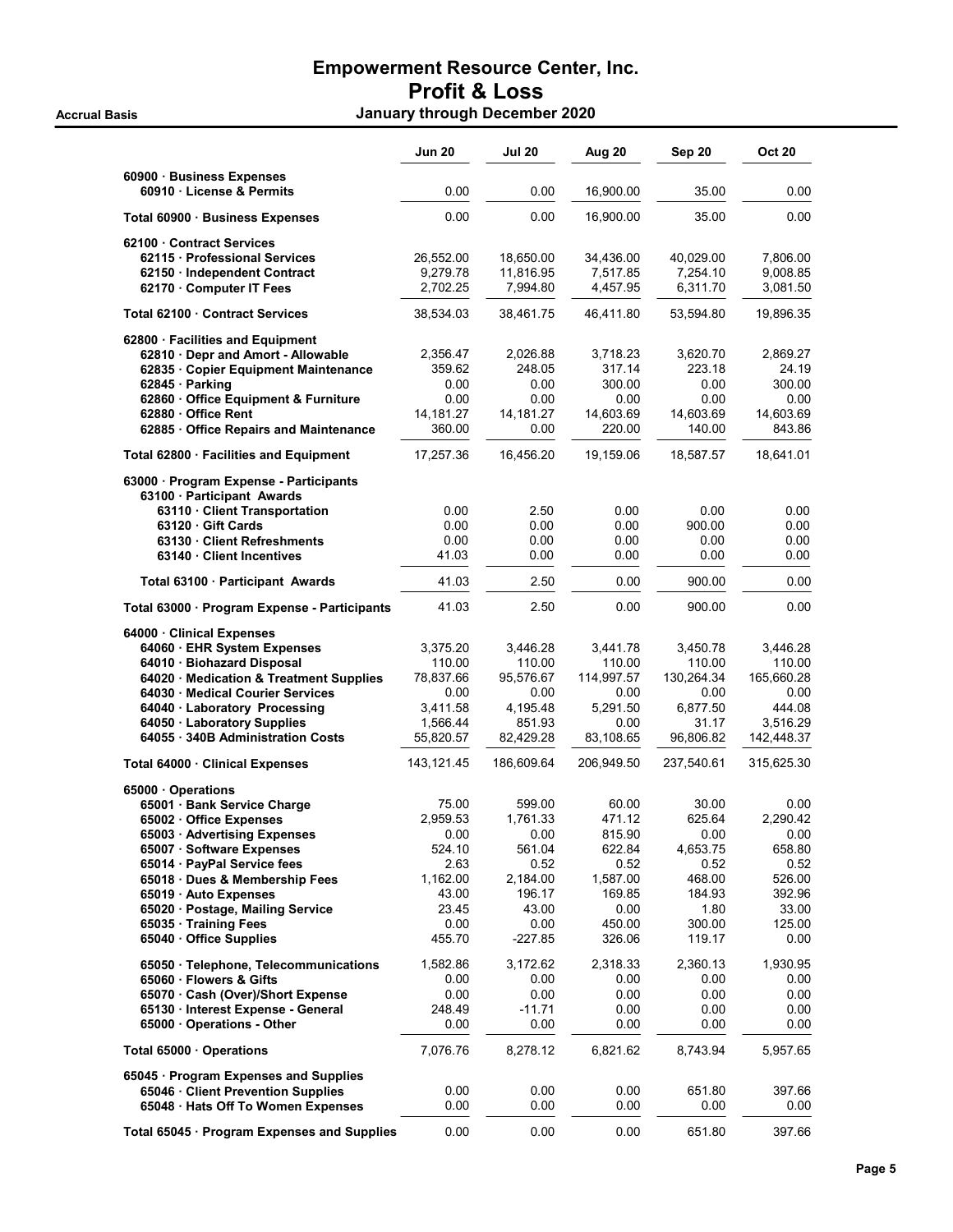# Empowerment Resource Center, Inc.
## Profit & Loss

**Accrual Basis** — **January through December 2020**

| | Jun 20 | Jul 20 | Aug 20 | Sep 20 | Oct 20 |
|---|---|---|---|---|---|
| **60900 · Business Expenses** | | | | | |
| **60910 · License & Permits** | 0.00 | 0.00 | 16,900.00 | 35.00 | 0.00 |
| **Total 60900 · Business Expenses** | 0.00 | 0.00 | 16,900.00 | 35.00 | 0.00 |
| **62100 · Contract Services** | | | | | |
| **62115 · Professional Services** | 26,552.00 | 18,650.00 | 34,436.00 | 40,029.00 | 7,806.00 |
| **62150 · Independent Contract** | 9,279.78 | 11,816.95 | 7,517.85 | 7,254.10 | 9,008.85 |
| **62170 · Computer IT Fees** | 2,702.25 | 7,994.80 | 4,457.95 | 6,311.70 | 3,081.50 |
| **Total 62100 · Contract Services** | 38,534.03 | 38,461.75 | 46,411.80 | 53,594.80 | 19,896.35 |
| **62800 · Facilities and Equipment** | | | | | |
| **62810 · Depr and Amort - Allowable** | 2,356.47 | 2,026.88 | 3,718.23 | 3,620.70 | 2,869.27 |
| **62835 · Copier Equipment Maintenance** | 359.62 | 248.05 | 317.14 | 223.18 | 24.19 |
| **62845 · Parking** | 0.00 | 0.00 | 300.00 | 0.00 | 300.00 |
| **62860 · Office Equipment & Furniture** | 0.00 | 0.00 | 0.00 | 0.00 | 0.00 |
| **62880 · Office Rent** | 14,181.27 | 14,181.27 | 14,603.69 | 14,603.69 | 14,603.69 |
| **62885 · Office Repairs and Maintenance** | 360.00 | 0.00 | 220.00 | 140.00 | 843.86 |
| **Total 62800 · Facilities and Equipment** | 17,257.36 | 16,456.20 | 19,159.06 | 18,587.57 | 18,641.01 |
| **63000 · Program Expense - Participants** | | | | | |
| **63100 · Participant Awards** | | | | | |
| **63110 · Client Transportation** | 0.00 | 2.50 | 0.00 | 0.00 | 0.00 |
| **63120 · Gift Cards** | 0.00 | 0.00 | 0.00 | 900.00 | 0.00 |
| **63130 · Client Refreshments** | 0.00 | 0.00 | 0.00 | 0.00 | 0.00 |
| **63140 · Client Incentives** | 41.03 | 0.00 | 0.00 | 0.00 | 0.00 |
| **Total 63100 · Participant Awards** | 41.03 | 2.50 | 0.00 | 900.00 | 0.00 |
| **Total 63000 · Program Expense - Participants** | 41.03 | 2.50 | 0.00 | 900.00 | 0.00 |
| **64000 · Clinical Expenses** | | | | | |
| **64060 · EHR System Expenses** | 3,375.20 | 3,446.28 | 3,441.78 | 3,450.78 | 3,446.28 |
| **64010 · Biohazard Disposal** | 110.00 | 110.00 | 110.00 | 110.00 | 110.00 |
| **64020 · Medication & Treatment Supplies** | 78,837.66 | 95,576.67 | 114,997.57 | 130,264.34 | 165,660.28 |
| **64030 · Medical Courier Services** | 0.00 | 0.00 | 0.00 | 0.00 | 0.00 |
| **64040 · Laboratory Processing** | 3,411.58 | 4,195.48 | 5,291.50 | 6,877.50 | 444.08 |
| **64050 · Laboratory Supplies** | 1,566.44 | 851.93 | 0.00 | 31.17 | 3,516.29 |
| **64055 · 340B Administration Costs** | 55,820.57 | 82,429.28 | 83,108.65 | 96,806.82 | 142,448.37 |
| **Total 64000 · Clinical Expenses** | 143,121.45 | 186,609.64 | 206,949.50 | 237,540.61 | 315,625.30 |
| **65000 · Operations** | | | | | |
| **65001 · Bank Service Charge** | 75.00 | 599.00 | 60.00 | 30.00 | 0.00 |
| **65002 · Office Expenses** | 2,959.53 | 1,761.33 | 471.12 | 625.64 | 2,290.42 |
| **65003 · Advertising Expenses** | 0.00 | 0.00 | 815.90 | 0.00 | 0.00 |
| **65007 · Software Expenses** | 524.10 | 561.04 | 622.84 | 4,653.75 | 658.80 |
| **65014 · PayPal Service fees** | 2.63 | 0.52 | 0.52 | 0.52 | 0.52 |
| **65018 · Dues & Membership Fees** | 1,162.00 | 2,184.00 | 1,587.00 | 468.00 | 526.00 |
| **65019 · Auto Expenses** | 43.00 | 196.17 | 169.85 | 184.93 | 392.96 |
| **65020 · Postage, Mailing Service** | 23.45 | 43.00 | 0.00 | 1.80 | 33.00 |
| **65035 · Training Fees** | 0.00 | 0.00 | 450.00 | 300.00 | 125.00 |
| **65040 · Office Supplies** | 455.70 | -227.85 | 326.06 | 119.17 | 0.00 |
| **65050 · Telephone, Telecommunications** | 1,582.86 | 3,172.62 | 2,318.33 | 2,360.13 | 1,930.95 |
| **65060 · Flowers & Gifts** | 0.00 | 0.00 | 0.00 | 0.00 | 0.00 |
| **65070 · Cash (Over)/Short Expense** | 0.00 | 0.00 | 0.00 | 0.00 | 0.00 |
| **65130 · Interest Expense - General** | 248.49 | -11.71 | 0.00 | 0.00 | 0.00 |
| **65000 · Operations - Other** | 0.00 | 0.00 | 0.00 | 0.00 | 0.00 |
| **Total 65000 · Operations** | 7,076.76 | 8,278.12 | 6,821.62 | 8,743.94 | 5,957.65 |
| **65045 · Program Expenses and Supplies** | | | | | |
| **65046 · Client Prevention Supplies** | 0.00 | 0.00 | 0.00 | 651.80 | 397.66 |
| **65048 · Hats Off To Women Expenses** | 0.00 | 0.00 | 0.00 | 0.00 | 0.00 |
| **Total 65045 · Program Expenses and Supplies** | 0.00 | 0.00 | 0.00 | 651.80 | 397.66 |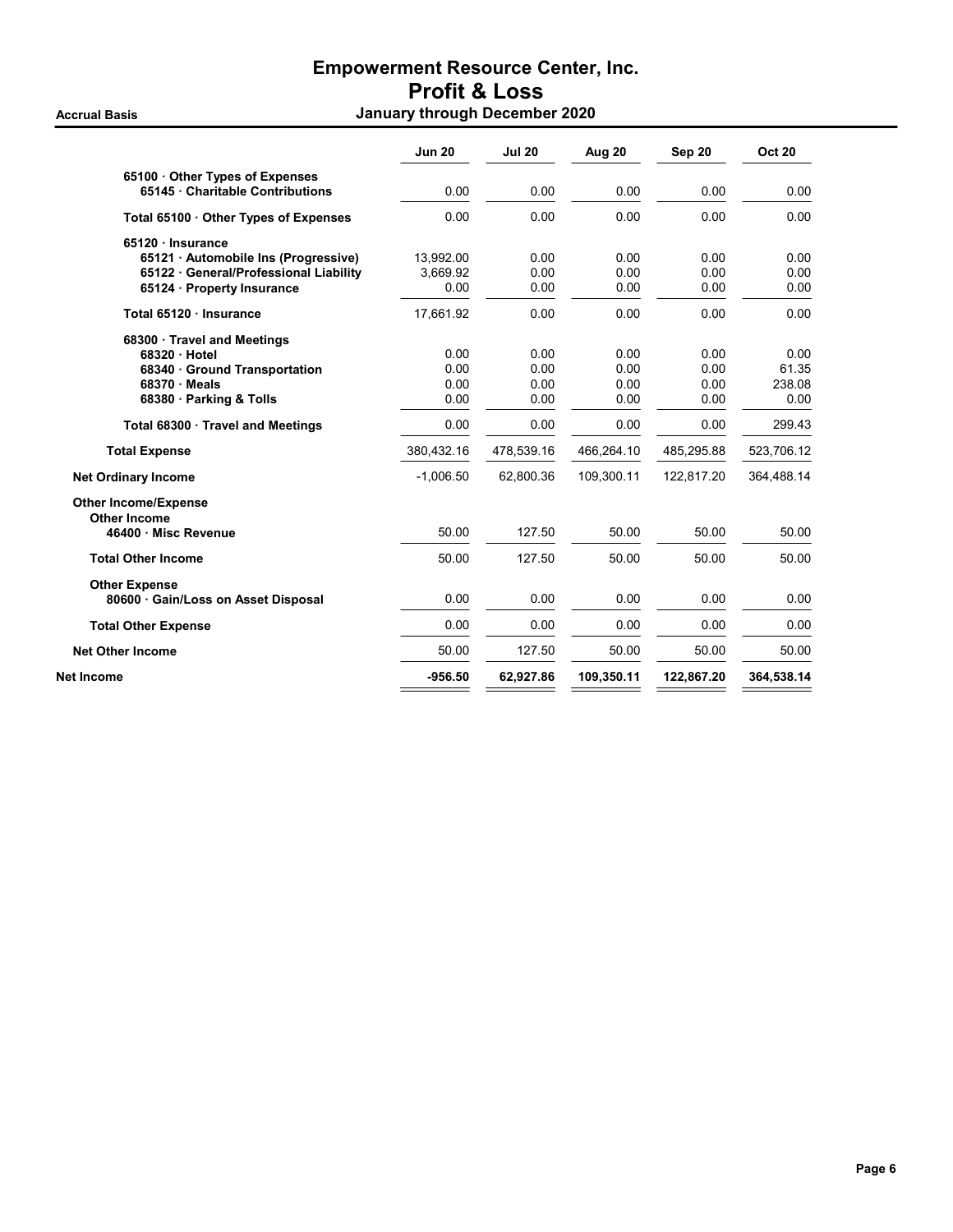# Empowerment Resource Center, Inc.
## Profit & Loss

**Accrual Basis** — **January through December 2020**

| | Jun 20 | Jul 20 | Aug 20 | Sep 20 | Oct 20 |
|---|---|---|---|---|---|
| 65100 · Other Types of Expenses | | | | | |
| 65145 · Charitable Contributions | 0.00 | 0.00 | 0.00 | 0.00 | 0.00 |
| **Total 65100 · Other Types of Expenses** | 0.00 | 0.00 | 0.00 | 0.00 | 0.00 |
| 65120 · Insurance | | | | | |
| 65121 · Automobile Ins (Progressive) | 13,992.00 | 0.00 | 0.00 | 0.00 | 0.00 |
| 65122 · General/Professional Liability | 3,669.92 | 0.00 | 0.00 | 0.00 | 0.00 |
| 65124 · Property Insurance | 0.00 | 0.00 | 0.00 | 0.00 | 0.00 |
| **Total 65120 · Insurance** | 17,661.92 | 0.00 | 0.00 | 0.00 | 0.00 |
| 68300 · Travel and Meetings | | | | | |
| 68320 · Hotel | 0.00 | 0.00 | 0.00 | 0.00 | 0.00 |
| 68340 · Ground Transportation | 0.00 | 0.00 | 0.00 | 0.00 | 61.35 |
| 68370 · Meals | 0.00 | 0.00 | 0.00 | 0.00 | 238.08 |
| 68380 · Parking & Tolls | 0.00 | 0.00 | 0.00 | 0.00 | 0.00 |
| **Total 68300 · Travel and Meetings** | 0.00 | 0.00 | 0.00 | 0.00 | 299.43 |
| **Total Expense** | 380,432.16 | 478,539.16 | 466,264.10 | 485,295.88 | 523,706.12 |
| **Net Ordinary Income** | -1,006.50 | 62,800.36 | 109,300.11 | 122,817.20 | 364,488.14 |
| **Other Income/Expense** | | | | | |
| **Other Income** | | | | | |
| 46400 · Misc Revenue | 50.00 | 127.50 | 50.00 | 50.00 | 50.00 |
| **Total Other Income** | 50.00 | 127.50 | 50.00 | 50.00 | 50.00 |
| **Other Expense** | | | | | |
| 80600 · Gain/Loss on Asset Disposal | 0.00 | 0.00 | 0.00 | 0.00 | 0.00 |
| **Total Other Expense** | 0.00 | 0.00 | 0.00 | 0.00 | 0.00 |
| **Net Other Income** | 50.00 | 127.50 | 50.00 | 50.00 | 50.00 |
| **Net Income** | **-956.50** | **62,927.86** | **109,350.11** | **122,867.20** | **364,538.14** |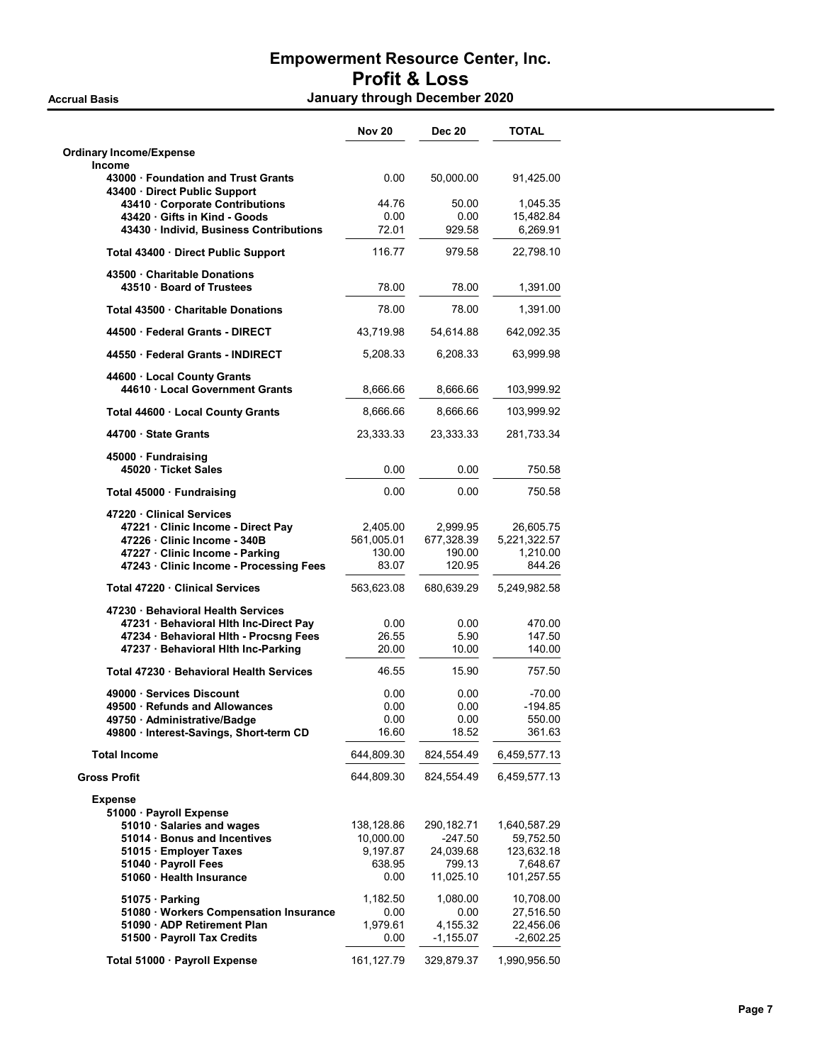# Empowerment Resource Center, Inc.
## Profit & Loss
### January through December 2020

Accrual Basis

| | Nov 20 | Dec 20 | TOTAL |
|---|---|---|---|
| **Ordinary Income/Expense** | | | |
| **Income** | | | |
| **43000 · Foundation and Trust Grants** | 0.00 | 50,000.00 | 91,425.00 |
| **43400 · Direct Public Support** | | | |
| **43410 · Corporate Contributions** | 44.76 | 50.00 | 1,045.35 |
| **43420 · Gifts in Kind - Goods** | 0.00 | 0.00 | 15,482.84 |
| **43430 · Individ, Business Contributions** | 72.01 | 929.58 | 6,269.91 |
| **Total 43400 · Direct Public Support** | 116.77 | 979.58 | 22,798.10 |
| **43500 · Charitable Donations** | | | |
| **43510 · Board of Trustees** | 78.00 | 78.00 | 1,391.00 |
| **Total 43500 · Charitable Donations** | 78.00 | 78.00 | 1,391.00 |
| **44500 · Federal Grants - DIRECT** | 43,719.98 | 54,614.88 | 642,092.35 |
| **44550 · Federal Grants - INDIRECT** | 5,208.33 | 6,208.33 | 63,999.98 |
| **44600 · Local County Grants** | | | |
| **44610 · Local Government Grants** | 8,666.66 | 8,666.66 | 103,999.92 |
| **Total 44600 · Local County Grants** | 8,666.66 | 8,666.66 | 103,999.92 |
| **44700 · State Grants** | 23,333.33 | 23,333.33 | 281,733.34 |
| **45000 · Fundraising** | | | |
| **45020 · Ticket Sales** | 0.00 | 0.00 | 750.58 |
| **Total 45000 · Fundraising** | 0.00 | 0.00 | 750.58 |
| **47220 · Clinical Services** | | | |
| **47221 · Clinic Income - Direct Pay** | 2,405.00 | 2,999.95 | 26,605.75 |
| **47226 · Clinic Income - 340B** | 561,005.01 | 677,328.39 | 5,221,322.57 |
| **47227 · Clinic Income - Parking** | 130.00 | 190.00 | 1,210.00 |
| **47243 · Clinic Income - Processing Fees** | 83.07 | 120.95 | 844.26 |
| **Total 47220 · Clinical Services** | 563,623.08 | 680,639.29 | 5,249,982.58 |
| **47230 · Behavioral Health Services** | | | |
| **47231 · Behavioral Hlth Inc-Direct Pay** | 0.00 | 0.00 | 470.00 |
| **47234 · Behavioral Hlth - Procsng Fees** | 26.55 | 5.90 | 147.50 |
| **47237 · Behavioral Hlth Inc-Parking** | 20.00 | 10.00 | 140.00 |
| **Total 47230 · Behavioral Health Services** | 46.55 | 15.90 | 757.50 |
| **49000 · Services Discount** | 0.00 | 0.00 | -70.00 |
| **49500 · Refunds and Allowances** | 0.00 | 0.00 | -194.85 |
| **49750 · Administrative/Badge** | 0.00 | 0.00 | 550.00 |
| **49800 · Interest-Savings, Short-term CD** | 16.60 | 18.52 | 361.63 |
| **Total Income** | 644,809.30 | 824,554.49 | 6,459,577.13 |
| **Gross Profit** | 644,809.30 | 824,554.49 | 6,459,577.13 |
| **Expense** | | | |
| **51000 · Payroll Expense** | | | |
| **51010 · Salaries and wages** | 138,128.86 | 290,182.71 | 1,640,587.29 |
| **51014 · Bonus and Incentives** | 10,000.00 | -247.50 | 59,752.50 |
| **51015 · Employer Taxes** | 9,197.87 | 24,039.68 | 123,632.18 |
| **51040 · Payroll Fees** | 638.95 | 799.13 | 7,648.67 |
| **51060 · Health Insurance** | 0.00 | 11,025.10 | 101,257.55 |
| **51075 · Parking** | 1,182.50 | 1,080.00 | 10,708.00 |
| **51080 · Workers Compensation Insurance** | 0.00 | 0.00 | 27,516.50 |
| **51090 · ADP Retirement Plan** | 1,979.61 | 4,155.32 | 22,456.06 |
| **51500 · Payroll Tax Credits** | 0.00 | -1,155.07 | -2,602.25 |
| **Total 51000 · Payroll Expense** | 161,127.79 | 329,879.37 | 1,990,956.50 |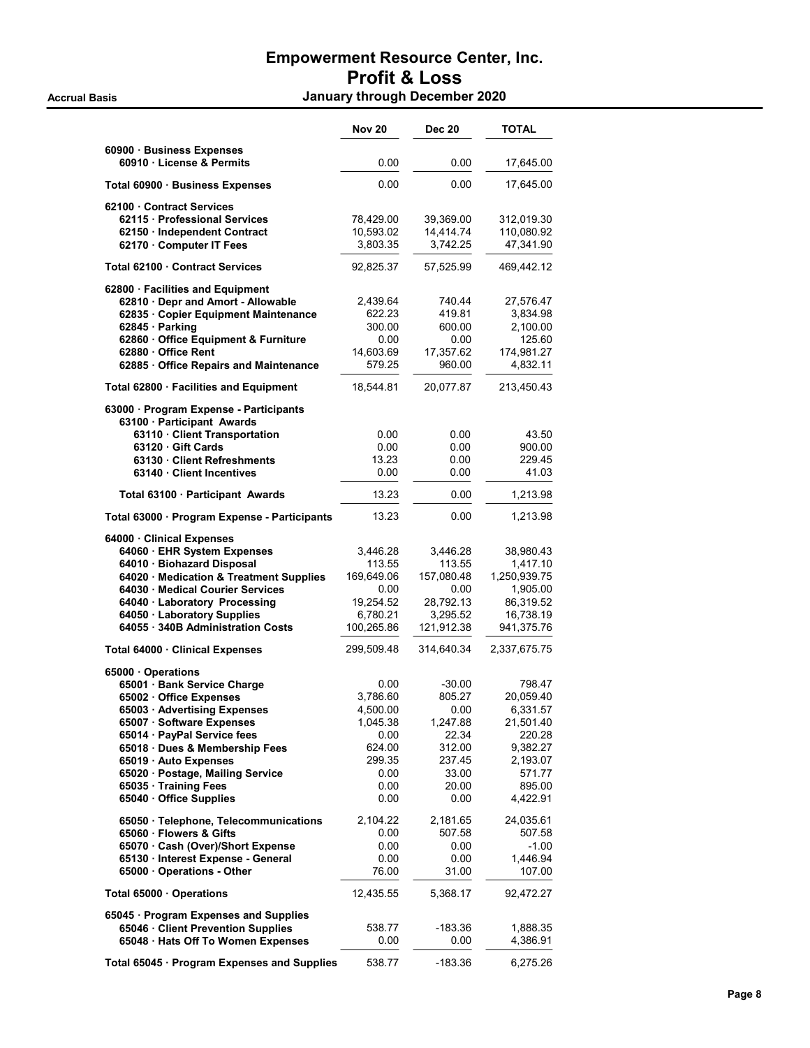# Empowerment Resource Center, Inc.
## Profit & Loss
### January through December 2020

Accrual Basis

| | Nov 20 | Dec 20 | TOTAL |
|---|---|---|---|
| 60900 · Business Expenses | | | |
| 60910 · License & Permits | 0.00 | 0.00 | 17,645.00 |
| Total 60900 · Business Expenses | 0.00 | 0.00 | 17,645.00 |
| 62100 · Contract Services | | | |
| 62115 · Professional Services | 78,429.00 | 39,369.00 | 312,019.30 |
| 62150 · Independent Contract | 10,593.02 | 14,414.74 | 110,080.92 |
| 62170 · Computer IT Fees | 3,803.35 | 3,742.25 | 47,341.90 |
| Total 62100 · Contract Services | 92,825.37 | 57,525.99 | 469,442.12 |
| 62800 · Facilities and Equipment | | | |
| 62810 · Depr and Amort - Allowable | 2,439.64 | 740.44 | 27,576.47 |
| 62835 · Copier Equipment Maintenance | 622.23 | 419.81 | 3,834.98 |
| 62845 · Parking | 300.00 | 600.00 | 2,100.00 |
| 62860 · Office Equipment & Furniture | 0.00 | 0.00 | 125.60 |
| 62880 · Office Rent | 14,603.69 | 17,357.62 | 174,981.27 |
| 62885 · Office Repairs and Maintenance | 579.25 | 960.00 | 4,832.11 |
| Total 62800 · Facilities and Equipment | 18,544.81 | 20,077.87 | 213,450.43 |
| 63000 · Program Expense - Participants | | | |
| 63100 · Participant Awards | | | |
| 63110 · Client Transportation | 0.00 | 0.00 | 43.50 |
| 63120 · Gift Cards | 0.00 | 0.00 | 900.00 |
| 63130 · Client Refreshments | 13.23 | 0.00 | 229.45 |
| 63140 · Client Incentives | 0.00 | 0.00 | 41.03 |
| Total 63100 · Participant Awards | 13.23 | 0.00 | 1,213.98 |
| Total 63000 · Program Expense - Participants | 13.23 | 0.00 | 1,213.98 |
| 64000 · Clinical Expenses | | | |
| 64060 · EHR System Expenses | 3,446.28 | 3,446.28 | 38,980.43 |
| 64010 · Biohazard Disposal | 113.55 | 113.55 | 1,417.10 |
| 64020 · Medication & Treatment Supplies | 169,649.06 | 157,080.48 | 1,250,939.75 |
| 64030 · Medical Courier Services | 0.00 | 0.00 | 1,905.00 |
| 64040 · Laboratory Processing | 19,254.52 | 28,792.13 | 86,319.52 |
| 64050 · Laboratory Supplies | 6,780.21 | 3,295.52 | 16,738.19 |
| 64055 · 340B Administration Costs | 100,265.86 | 121,912.38 | 941,375.76 |
| Total 64000 · Clinical Expenses | 299,509.48 | 314,640.34 | 2,337,675.75 |
| 65000 · Operations | | | |
| 65001 · Bank Service Charge | 0.00 | -30.00 | 798.47 |
| 65002 · Office Expenses | 3,786.60 | 805.27 | 20,059.40 |
| 65003 · Advertising Expenses | 4,500.00 | 0.00 | 6,331.57 |
| 65007 · Software Expenses | 1,045.38 | 1,247.88 | 21,501.40 |
| 65014 · PayPal Service fees | 0.00 | 22.34 | 220.28 |
| 65018 · Dues & Membership Fees | 624.00 | 312.00 | 9,382.27 |
| 65019 · Auto Expenses | 299.35 | 237.45 | 2,193.07 |
| 65020 · Postage, Mailing Service | 0.00 | 33.00 | 571.77 |
| 65035 · Training Fees | 0.00 | 20.00 | 895.00 |
| 65040 · Office Supplies | 0.00 | 0.00 | 4,422.91 |
| 65050 · Telephone, Telecommunications | 2,104.22 | 2,181.65 | 24,035.61 |
| 65060 · Flowers & Gifts | 0.00 | 507.58 | 507.58 |
| 65070 · Cash (Over)/Short Expense | 0.00 | 0.00 | -1.00 |
| 65130 · Interest Expense - General | 0.00 | 0.00 | 1,446.94 |
| 65000 · Operations - Other | 76.00 | 31.00 | 107.00 |
| Total 65000 · Operations | 12,435.55 | 5,368.17 | 92,472.27 |
| 65045 · Program Expenses and Supplies | | | |
| 65046 · Client Prevention Supplies | 538.77 | -183.36 | 1,888.35 |
| 65048 · Hats Off To Women Expenses | 0.00 | 0.00 | 4,386.91 |
| Total 65045 · Program Expenses and Supplies | 538.77 | -183.36 | 6,275.26 |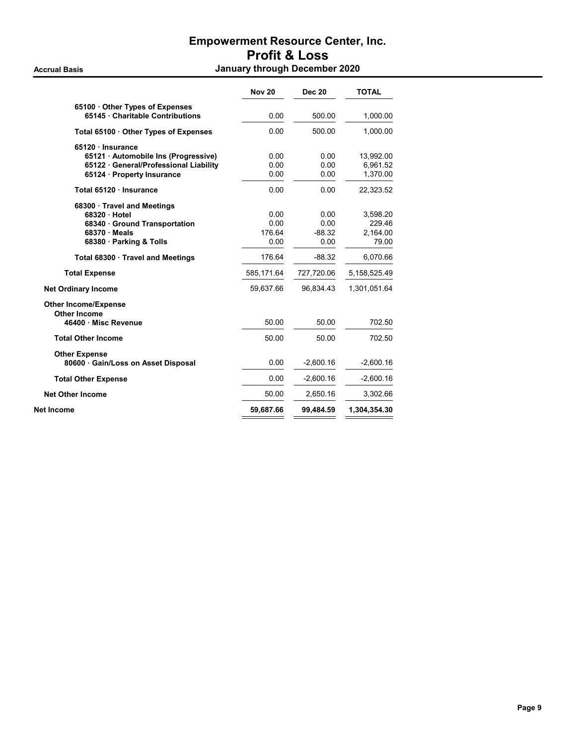# Empowerment Resource Center, Inc.
## Profit & Loss
### January through December 2020

Accrual Basis

| | Nov 20 | Dec 20 | TOTAL |
|---|---|---|---|
| 65100 · Other Types of Expenses | | | |
| 65145 · Charitable Contributions | 0.00 | 500.00 | 1,000.00 |
| Total 65100 · Other Types of Expenses | 0.00 | 500.00 | 1,000.00 |
| 65120 · Insurance | | | |
| 65121 · Automobile Ins (Progressive) | 0.00 | 0.00 | 13,992.00 |
| 65122 · General/Professional Liability | 0.00 | 0.00 | 6,961.52 |
| 65124 · Property Insurance | 0.00 | 0.00 | 1,370.00 |
| Total 65120 · Insurance | 0.00 | 0.00 | 22,323.52 |
| 68300 · Travel and Meetings | | | |
| 68320 · Hotel | 0.00 | 0.00 | 3,598.20 |
| 68340 · Ground Transportation | 0.00 | 0.00 | 229.46 |
| 68370 · Meals | 176.64 | -88.32 | 2,164.00 |
| 68380 · Parking & Tolls | 0.00 | 0.00 | 79.00 |
| Total 68300 · Travel and Meetings | 176.64 | -88.32 | 6,070.66 |
| Total Expense | 585,171.64 | 727,720.06 | 5,158,525.49 |
| Net Ordinary Income | 59,637.66 | 96,834.43 | 1,301,051.64 |
| Other Income/Expense | | | |
| Other Income | | | |
| 46400 · Misc Revenue | 50.00 | 50.00 | 702.50 |
| Total Other Income | 50.00 | 50.00 | 702.50 |
| Other Expense | | | |
| 80600 · Gain/Loss on Asset Disposal | 0.00 | -2,600.16 | -2,600.16 |
| Total Other Expense | 0.00 | -2,600.16 | -2,600.16 |
| Net Other Income | 50.00 | 2,650.16 | 3,302.66 |
| Net Income | 59,687.66 | 99,484.59 | 1,304,354.30 |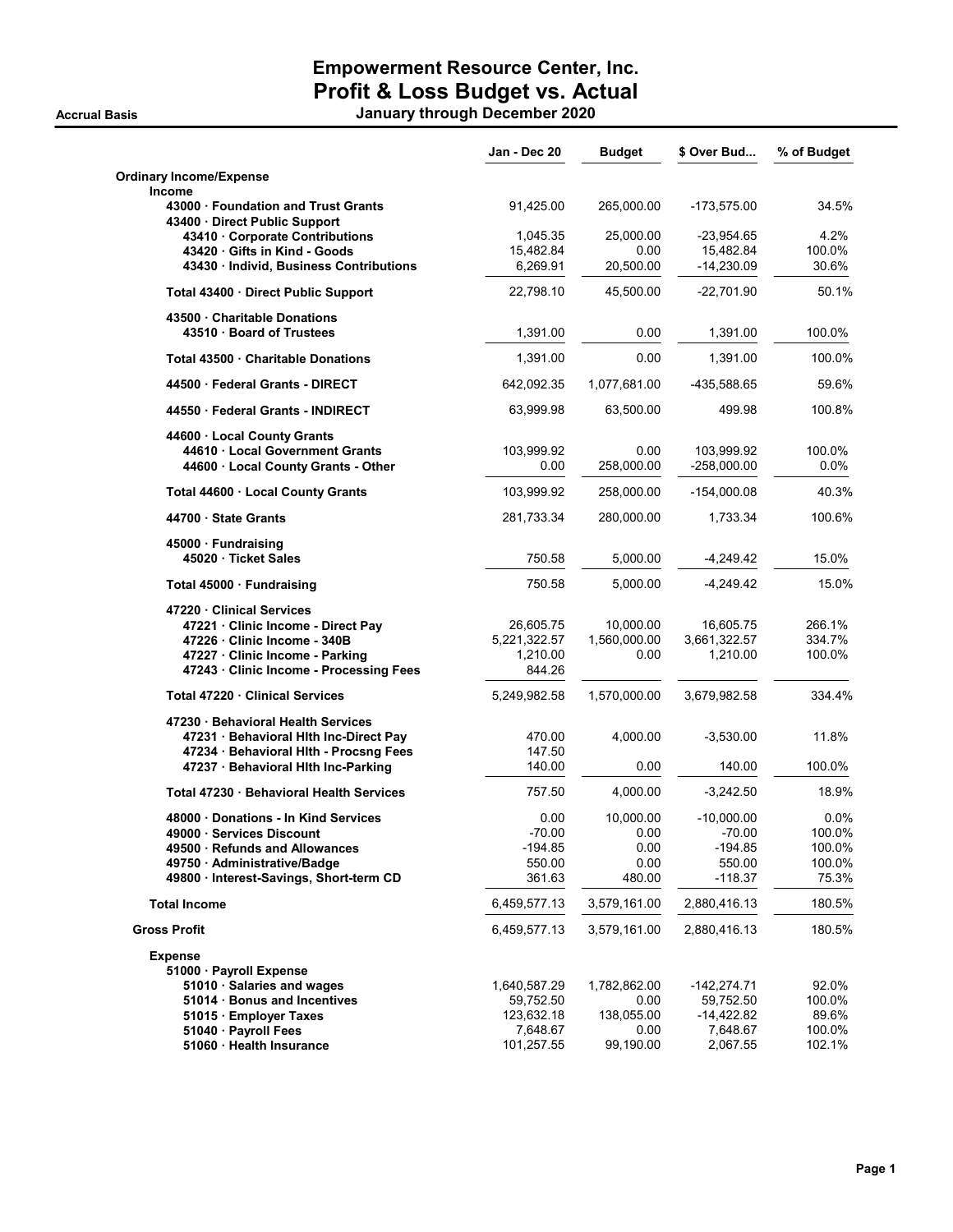# Empowerment Resource Center, Inc.
## Profit & Loss Budget vs. Actual

**Accrual Basis** — **January through December 2020**

| | Jan - Dec 20 | Budget | $ Over Bud... | % of Budget |
|---|---|---|---|---|
| **Ordinary Income/Expense** | | | | |
| **Income** | | | | |
| 43000 · Foundation and Trust Grants | 91,425.00 | 265,000.00 | -173,575.00 | 34.5% |
| 43400 · Direct Public Support | | | | |
| 43410 · Corporate Contributions | 1,045.35 | 25,000.00 | -23,954.65 | 4.2% |
| 43420 · Gifts in Kind - Goods | 15,482.84 | 0.00 | 15,482.84 | 100.0% |
| 43430 · Individ, Business Contributions | 6,269.91 | 20,500.00 | -14,230.09 | 30.6% |
| Total 43400 · Direct Public Support | 22,798.10 | 45,500.00 | -22,701.90 | 50.1% |
| 43500 · Charitable Donations | | | | |
| 43510 · Board of Trustees | 1,391.00 | 0.00 | 1,391.00 | 100.0% |
| Total 43500 · Charitable Donations | 1,391.00 | 0.00 | 1,391.00 | 100.0% |
| 44500 · Federal Grants - DIRECT | 642,092.35 | 1,077,681.00 | -435,588.65 | 59.6% |
| 44550 · Federal Grants - INDIRECT | 63,999.98 | 63,500.00 | 499.98 | 100.8% |
| 44600 · Local County Grants | | | | |
| 44610 · Local Government Grants | 103,999.92 | 0.00 | 103,999.92 | 100.0% |
| 44600 · Local County Grants - Other | 0.00 | 258,000.00 | -258,000.00 | 0.0% |
| Total 44600 · Local County Grants | 103,999.92 | 258,000.00 | -154,000.08 | 40.3% |
| 44700 · State Grants | 281,733.34 | 280,000.00 | 1,733.34 | 100.6% |
| 45000 · Fundraising | | | | |
| 45020 · Ticket Sales | 750.58 | 5,000.00 | -4,249.42 | 15.0% |
| Total 45000 · Fundraising | 750.58 | 5,000.00 | -4,249.42 | 15.0% |
| 47220 · Clinical Services | | | | |
| 47221 · Clinic Income - Direct Pay | 26,605.75 | 10,000.00 | 16,605.75 | 266.1% |
| 47226 · Clinic Income - 340B | 5,221,322.57 | 1,560,000.00 | 3,661,322.57 | 334.7% |
| 47227 · Clinic Income - Parking | 1,210.00 | 0.00 | 1,210.00 | 100.0% |
| 47243 · Clinic Income - Processing Fees | 844.26 | | | |
| Total 47220 · Clinical Services | 5,249,982.58 | 1,570,000.00 | 3,679,982.58 | 334.4% |
| 47230 · Behavioral Health Services | | | | |
| 47231 · Behavioral Hlth Inc-Direct Pay | 470.00 | 4,000.00 | -3,530.00 | 11.8% |
| 47234 · Behavioral Hlth - Procsng Fees | 147.50 | | | |
| 47237 · Behavioral Hlth Inc-Parking | 140.00 | 0.00 | 140.00 | 100.0% |
| Total 47230 · Behavioral Health Services | 757.50 | 4,000.00 | -3,242.50 | 18.9% |
| 48000 · Donations - In Kind Services | 0.00 | 10,000.00 | -10,000.00 | 0.0% |
| 49000 · Services Discount | -70.00 | 0.00 | -70.00 | 100.0% |
| 49500 · Refunds and Allowances | -194.85 | 0.00 | -194.85 | 100.0% |
| 49750 · Administrative/Badge | 550.00 | 0.00 | 550.00 | 100.0% |
| 49800 · Interest-Savings, Short-term CD | 361.63 | 480.00 | -118.37 | 75.3% |
| **Total Income** | 6,459,577.13 | 3,579,161.00 | 2,880,416.13 | 180.5% |
| **Gross Profit** | 6,459,577.13 | 3,579,161.00 | 2,880,416.13 | 180.5% |
| **Expense** | | | | |
| 51000 · Payroll Expense | | | | |
| 51010 · Salaries and wages | 1,640,587.29 | 1,782,862.00 | -142,274.71 | 92.0% |
| 51014 · Bonus and Incentives | 59,752.50 | 0.00 | 59,752.50 | 100.0% |
| 51015 · Employer Taxes | 123,632.18 | 138,055.00 | -14,422.82 | 89.6% |
| 51040 · Payroll Fees | 7,648.67 | 0.00 | 7,648.67 | 100.0% |
| 51060 · Health Insurance | 101,257.55 | 99,190.00 | 2,067.55 | 102.1% |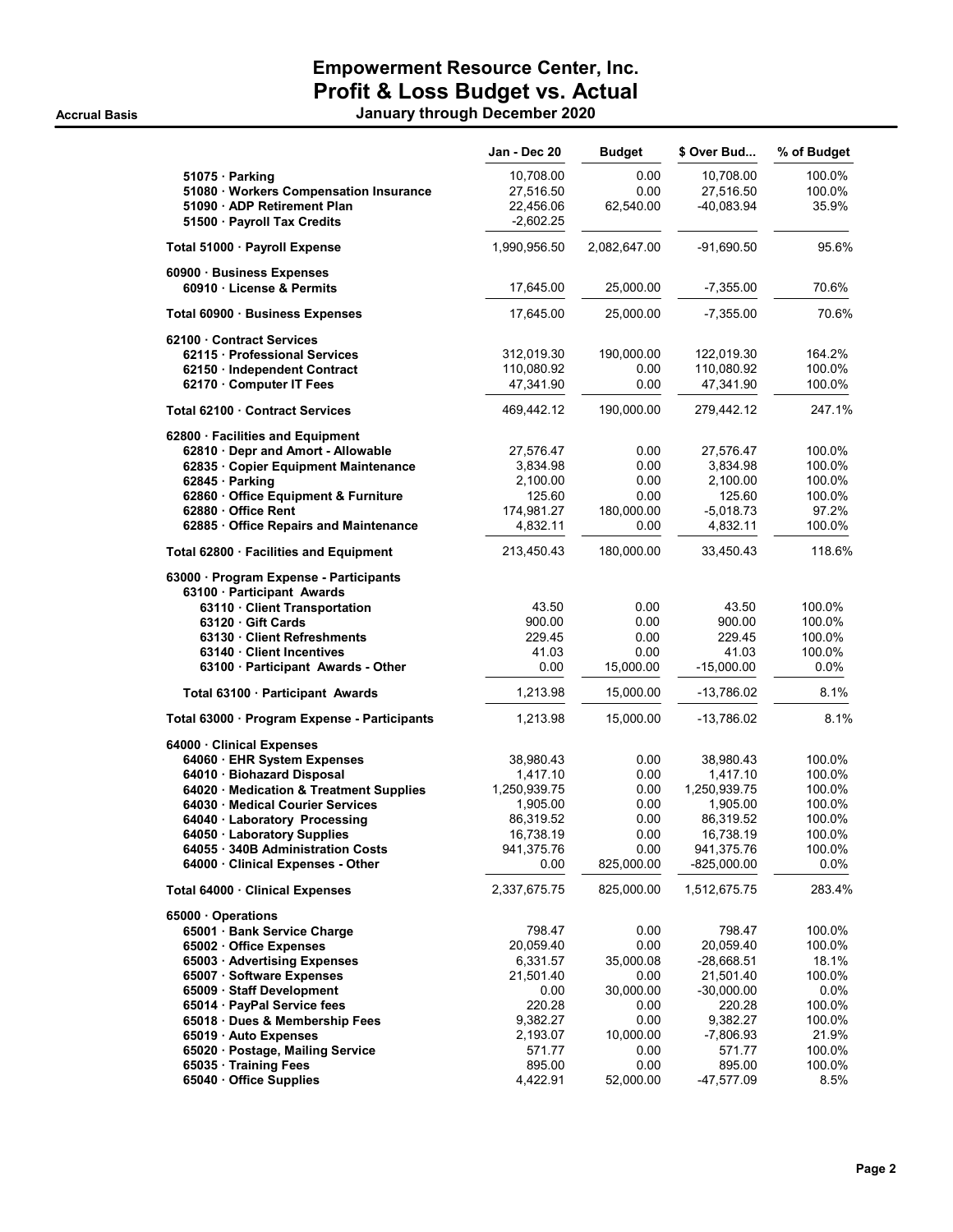# Empowerment Resource Center, Inc.
## Profit & Loss Budget vs. Actual

**Accrual Basis** — **January through December 2020**

| | Jan - Dec 20 | Budget | $ Over Bud... | % of Budget |
|---|---|---|---|---|
| 51075 · Parking | 10,708.00 | 0.00 | 10,708.00 | 100.0% |
| 51080 · Workers Compensation Insurance | 27,516.50 | 0.00 | 27,516.50 | 100.0% |
| 51090 · ADP Retirement Plan | 22,456.06 | 62,540.00 | -40,083.94 | 35.9% |
| 51500 · Payroll Tax Credits | -2,602.25 | | | |
| **Total 51000 · Payroll Expense** | 1,990,956.50 | 2,082,647.00 | -91,690.50 | 95.6% |
| 60900 · Business Expenses | | | | |
| 60910 · License & Permits | 17,645.00 | 25,000.00 | -7,355.00 | 70.6% |
| **Total 60900 · Business Expenses** | 17,645.00 | 25,000.00 | -7,355.00 | 70.6% |
| 62100 · Contract Services | | | | |
| 62115 · Professional Services | 312,019.30 | 190,000.00 | 122,019.30 | 164.2% |
| 62150 · Independent Contract | 110,080.92 | 0.00 | 110,080.92 | 100.0% |
| 62170 · Computer IT Fees | 47,341.90 | 0.00 | 47,341.90 | 100.0% |
| **Total 62100 · Contract Services** | 469,442.12 | 190,000.00 | 279,442.12 | 247.1% |
| 62800 · Facilities and Equipment | | | | |
| 62810 · Depr and Amort - Allowable | 27,576.47 | 0.00 | 27,576.47 | 100.0% |
| 62835 · Copier Equipment Maintenance | 3,834.98 | 0.00 | 3,834.98 | 100.0% |
| 62845 · Parking | 2,100.00 | 0.00 | 2,100.00 | 100.0% |
| 62860 · Office Equipment & Furniture | 125.60 | 0.00 | 125.60 | 100.0% |
| 62880 · Office Rent | 174,981.27 | 180,000.00 | -5,018.73 | 97.2% |
| 62885 · Office Repairs and Maintenance | 4,832.11 | 0.00 | 4,832.11 | 100.0% |
| **Total 62800 · Facilities and Equipment** | 213,450.43 | 180,000.00 | 33,450.43 | 118.6% |
| 63000 · Program Expense - Participants | | | | |
| 63100 · Participant Awards | | | | |
| 63110 · Client Transportation | 43.50 | 0.00 | 43.50 | 100.0% |
| 63120 · Gift Cards | 900.00 | 0.00 | 900.00 | 100.0% |
| 63130 · Client Refreshments | 229.45 | 0.00 | 229.45 | 100.0% |
| 63140 · Client Incentives | 41.03 | 0.00 | 41.03 | 100.0% |
| 63100 · Participant Awards - Other | 0.00 | 15,000.00 | -15,000.00 | 0.0% |
| **Total 63100 · Participant Awards** | 1,213.98 | 15,000.00 | -13,786.02 | 8.1% |
| **Total 63000 · Program Expense - Participants** | 1,213.98 | 15,000.00 | -13,786.02 | 8.1% |
| 64000 · Clinical Expenses | | | | |
| 64060 · EHR System Expenses | 38,980.43 | 0.00 | 38,980.43 | 100.0% |
| 64010 · Biohazard Disposal | 1,417.10 | 0.00 | 1,417.10 | 100.0% |
| 64020 · Medication & Treatment Supplies | 1,250,939.75 | 0.00 | 1,250,939.75 | 100.0% |
| 64030 · Medical Courier Services | 1,905.00 | 0.00 | 1,905.00 | 100.0% |
| 64040 · Laboratory Processing | 86,319.52 | 0.00 | 86,319.52 | 100.0% |
| 64050 · Laboratory Supplies | 16,738.19 | 0.00 | 16,738.19 | 100.0% |
| 64055 · 340B Administration Costs | 941,375.76 | 0.00 | 941,375.76 | 100.0% |
| 64000 · Clinical Expenses - Other | 0.00 | 825,000.00 | -825,000.00 | 0.0% |
| **Total 64000 · Clinical Expenses** | 2,337,675.75 | 825,000.00 | 1,512,675.75 | 283.4% |
| 65000 · Operations | | | | |
| 65001 · Bank Service Charge | 798.47 | 0.00 | 798.47 | 100.0% |
| 65002 · Office Expenses | 20,059.40 | 0.00 | 20,059.40 | 100.0% |
| 65003 · Advertising Expenses | 6,331.57 | 35,000.08 | -28,668.51 | 18.1% |
| 65007 · Software Expenses | 21,501.40 | 0.00 | 21,501.40 | 100.0% |
| 65009 · Staff Development | 0.00 | 30,000.00 | -30,000.00 | 0.0% |
| 65014 · PayPal Service fees | 220.28 | 0.00 | 220.28 | 100.0% |
| 65018 · Dues & Membership Fees | 9,382.27 | 0.00 | 9,382.27 | 100.0% |
| 65019 · Auto Expenses | 2,193.07 | 10,000.00 | -7,806.93 | 21.9% |
| 65020 · Postage, Mailing Service | 571.77 | 0.00 | 571.77 | 100.0% |
| 65035 · Training Fees | 895.00 | 0.00 | 895.00 | 100.0% |
| 65040 · Office Supplies | 4,422.91 | 52,000.00 | -47,577.09 | 8.5% |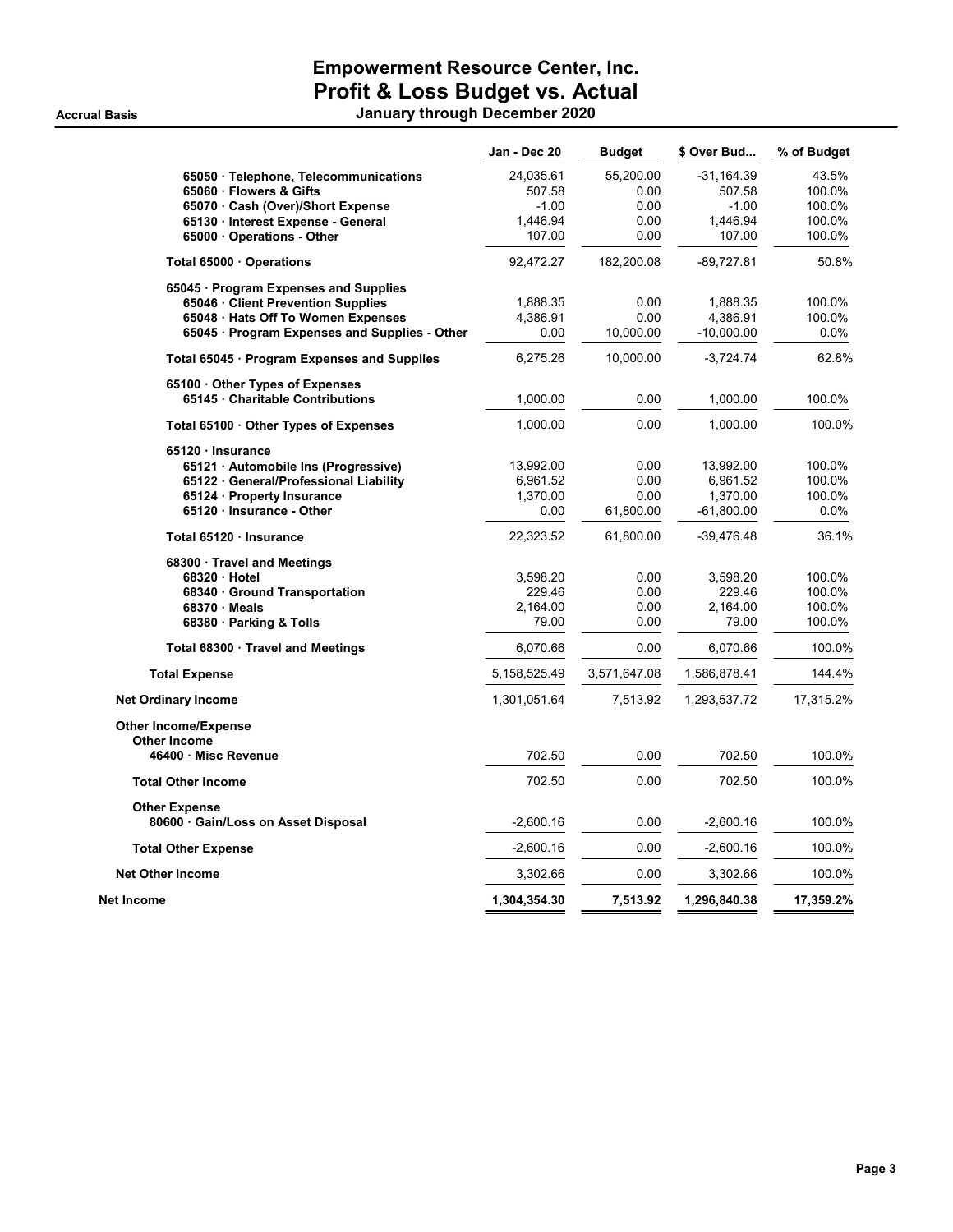# Empowerment Resource Center, Inc.
## Profit & Loss Budget vs. Actual

**Accrual Basis** — January through December 2020

| | Jan - Dec 20 | Budget | $ Over Bud... | % of Budget |
|---|---|---|---|---|
| 65050 · Telephone, Telecommunications | 24,035.61 | 55,200.00 | -31,164.39 | 43.5% |
| 65060 · Flowers & Gifts | 507.58 | 0.00 | 507.58 | 100.0% |
| 65070 · Cash (Over)/Short Expense | -1.00 | 0.00 | -1.00 | 100.0% |
| 65130 · Interest Expense - General | 1,446.94 | 0.00 | 1,446.94 | 100.0% |
| 65000 · Operations - Other | 107.00 | 0.00 | 107.00 | 100.0% |
| Total 65000 · Operations | 92,472.27 | 182,200.08 | -89,727.81 | 50.8% |
| 65045 · Program Expenses and Supplies | | | | |
| 65046 · Client Prevention Supplies | 1,888.35 | 0.00 | 1,888.35 | 100.0% |
| 65048 · Hats Off To Women Expenses | 4,386.91 | 0.00 | 4,386.91 | 100.0% |
| 65045 · Program Expenses and Supplies - Other | 0.00 | 10,000.00 | -10,000.00 | 0.0% |
| Total 65045 · Program Expenses and Supplies | 6,275.26 | 10,000.00 | -3,724.74 | 62.8% |
| 65100 · Other Types of Expenses | | | | |
| 65145 · Charitable Contributions | 1,000.00 | 0.00 | 1,000.00 | 100.0% |
| Total 65100 · Other Types of Expenses | 1,000.00 | 0.00 | 1,000.00 | 100.0% |
| 65120 · Insurance | | | | |
| 65121 · Automobile Ins (Progressive) | 13,992.00 | 0.00 | 13,992.00 | 100.0% |
| 65122 · General/Professional Liability | 6,961.52 | 0.00 | 6,961.52 | 100.0% |
| 65124 · Property Insurance | 1,370.00 | 0.00 | 1,370.00 | 100.0% |
| 65120 · Insurance - Other | 0.00 | 61,800.00 | -61,800.00 | 0.0% |
| Total 65120 · Insurance | 22,323.52 | 61,800.00 | -39,476.48 | 36.1% |
| 68300 · Travel and Meetings | | | | |
| 68320 · Hotel | 3,598.20 | 0.00 | 3,598.20 | 100.0% |
| 68340 · Ground Transportation | 229.46 | 0.00 | 229.46 | 100.0% |
| 68370 · Meals | 2,164.00 | 0.00 | 2,164.00 | 100.0% |
| 68380 · Parking & Tolls | 79.00 | 0.00 | 79.00 | 100.0% |
| Total 68300 · Travel and Meetings | 6,070.66 | 0.00 | 6,070.66 | 100.0% |
| Total Expense | 5,158,525.49 | 3,571,647.08 | 1,586,878.41 | 144.4% |
| Net Ordinary Income | 1,301,051.64 | 7,513.92 | 1,293,537.72 | 17,315.2% |
| Other Income/Expense | | | | |
| Other Income | | | | |
| 46400 · Misc Revenue | 702.50 | 0.00 | 702.50 | 100.0% |
| Total Other Income | 702.50 | 0.00 | 702.50 | 100.0% |
| Other Expense | | | | |
| 80600 · Gain/Loss on Asset Disposal | -2,600.16 | 0.00 | -2,600.16 | 100.0% |
| Total Other Expense | -2,600.16 | 0.00 | -2,600.16 | 100.0% |
| Net Other Income | 3,302.66 | 0.00 | 3,302.66 | 100.0% |
| Net Income | 1,304,354.30 | 7,513.92 | 1,296,840.38 | 17,359.2% |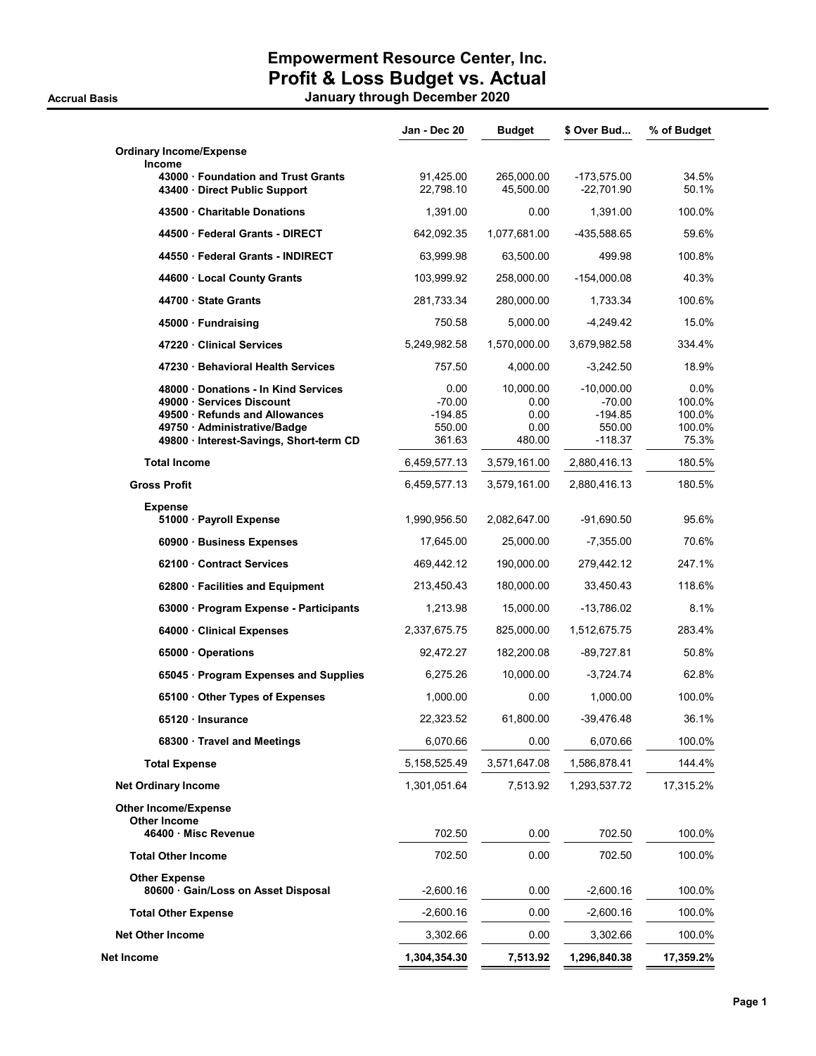# Empowerment Resource Center, Inc.
## Profit & Loss Budget vs. Actual
### January through December 2020

**Accrual Basis**

| | Jan - Dec 20 | Budget | $ Over Bud... | % of Budget |
|---|---|---|---|---|
| **Ordinary Income/Expense** | | | | |
| **Income** | | | | |
| **43000 · Foundation and Trust Grants** | 91,425.00 | 265,000.00 | -173,575.00 | 34.5% |
| **43400 · Direct Public Support** | 22,798.10 | 45,500.00 | -22,701.90 | 50.1% |
| **43500 · Charitable Donations** | 1,391.00 | 0.00 | 1,391.00 | 100.0% |
| **44500 · Federal Grants - DIRECT** | 642,092.35 | 1,077,681.00 | -435,588.65 | 59.6% |
| **44550 · Federal Grants - INDIRECT** | 63,999.98 | 63,500.00 | 499.98 | 100.8% |
| **44600 · Local County Grants** | 103,999.92 | 258,000.00 | -154,000.08 | 40.3% |
| **44700 · State Grants** | 281,733.34 | 280,000.00 | 1,733.34 | 100.6% |
| **45000 · Fundraising** | 750.58 | 5,000.00 | -4,249.42 | 15.0% |
| **47220 · Clinical Services** | 5,249,982.58 | 1,570,000.00 | 3,679,982.58 | 334.4% |
| **47230 · Behavioral Health Services** | 757.50 | 4,000.00 | -3,242.50 | 18.9% |
| **48000 · Donations - In Kind Services** | 0.00 | 10,000.00 | -10,000.00 | 0.0% |
| **49000 · Services Discount** | -70.00 | 0.00 | -70.00 | 100.0% |
| **49500 · Refunds and Allowances** | -194.85 | 0.00 | -194.85 | 100.0% |
| **49750 · Administrative/Badge** | 550.00 | 0.00 | 550.00 | 100.0% |
| **49800 · Interest-Savings, Short-term CD** | 361.63 | 480.00 | -118.37 | 75.3% |
| **Total Income** | 6,459,577.13 | 3,579,161.00 | 2,880,416.13 | 180.5% |
| **Gross Profit** | 6,459,577.13 | 3,579,161.00 | 2,880,416.13 | 180.5% |
| **Expense** | | | | |
| **51000 · Payroll Expense** | 1,990,956.50 | 2,082,647.00 | -91,690.50 | 95.6% |
| **60900 · Business Expenses** | 17,645.00 | 25,000.00 | -7,355.00 | 70.6% |
| **62100 · Contract Services** | 469,442.12 | 190,000.00 | 279,442.12 | 247.1% |
| **62800 · Facilities and Equipment** | 213,450.43 | 180,000.00 | 33,450.43 | 118.6% |
| **63000 · Program Expense - Participants** | 1,213.98 | 15,000.00 | -13,786.02 | 8.1% |
| **64000 · Clinical Expenses** | 2,337,675.75 | 825,000.00 | 1,512,675.75 | 283.4% |
| **65000 · Operations** | 92,472.27 | 182,200.08 | -89,727.81 | 50.8% |
| **65045 · Program Expenses and Supplies** | 6,275.26 | 10,000.00 | -3,724.74 | 62.8% |
| **65100 · Other Types of Expenses** | 1,000.00 | 0.00 | 1,000.00 | 100.0% |
| **65120 · Insurance** | 22,323.52 | 61,800.00 | -39,476.48 | 36.1% |
| **68300 · Travel and Meetings** | 6,070.66 | 0.00 | 6,070.66 | 100.0% |
| **Total Expense** | 5,158,525.49 | 3,571,647.08 | 1,586,878.41 | 144.4% |
| **Net Ordinary Income** | 1,301,051.64 | 7,513.92 | 1,293,537.72 | 17,315.2% |
| **Other Income/Expense** | | | | |
| **Other Income** | | | | |
| **46400 · Misc Revenue** | 702.50 | 0.00 | 702.50 | 100.0% |
| **Total Other Income** | 702.50 | 0.00 | 702.50 | 100.0% |
| **Other Expense** | | | | |
| **80600 · Gain/Loss on Asset Disposal** | -2,600.16 | 0.00 | -2,600.16 | 100.0% |
| **Total Other Expense** | -2,600.16 | 0.00 | -2,600.16 | 100.0% |
| **Net Other Income** | 3,302.66 | 0.00 | 3,302.66 | 100.0% |
| **Net Income** | **1,304,354.30** | **7,513.92** | **1,296,840.38** | **17,359.2%** |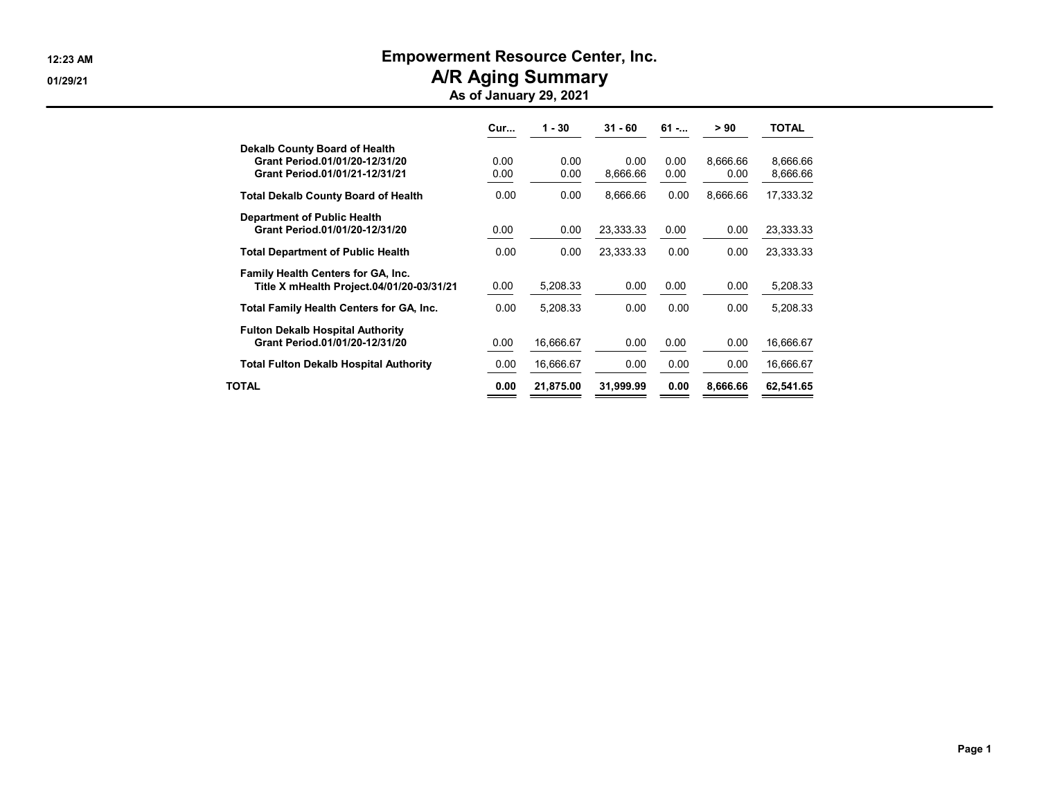# Empowerment Resource Center, Inc.

## A/R Aging Summary

### As of January 29, 2021

| | Cur... | 1 - 30 | 31 - 60 | 61 -... | > 90 | TOTAL |
|---|---|---|---|---|---|---|
| **Dekalb County Board of Health** | | | | | | |
| **Grant Period.01/01/20-12/31/20** | 0.00 | 0.00 | 0.00 | 0.00 | 8,666.66 | 8,666.66 |
| **Grant Period.01/01/21-12/31/21** | 0.00 | 0.00 | 8,666.66 | 0.00 | 0.00 | 8,666.66 |
| **Total Dekalb County Board of Health** | 0.00 | 0.00 | 8,666.66 | 0.00 | 8,666.66 | 17,333.32 |
| **Department of Public Health** | | | | | | |
| **Grant Period.01/01/20-12/31/20** | 0.00 | 0.00 | 23,333.33 | 0.00 | 0.00 | 23,333.33 |
| **Total Department of Public Health** | 0.00 | 0.00 | 23,333.33 | 0.00 | 0.00 | 23,333.33 |
| **Family Health Centers for GA, Inc.** | | | | | | |
| **Title X mHealth Project.04/01/20-03/31/21** | 0.00 | 5,208.33 | 0.00 | 0.00 | 0.00 | 5,208.33 |
| **Total Family Health Centers for GA, Inc.** | 0.00 | 5,208.33 | 0.00 | 0.00 | 0.00 | 5,208.33 |
| **Fulton Dekalb Hospital Authority** | | | | | | |
| **Grant Period.01/01/20-12/31/20** | 0.00 | 16,666.67 | 0.00 | 0.00 | 0.00 | 16,666.67 |
| **Total Fulton Dekalb Hospital Authority** | 0.00 | 16,666.67 | 0.00 | 0.00 | 0.00 | 16,666.67 |
| **TOTAL** | **0.00** | **21,875.00** | **31,999.99** | **0.00** | **8,666.66** | **62,541.65** |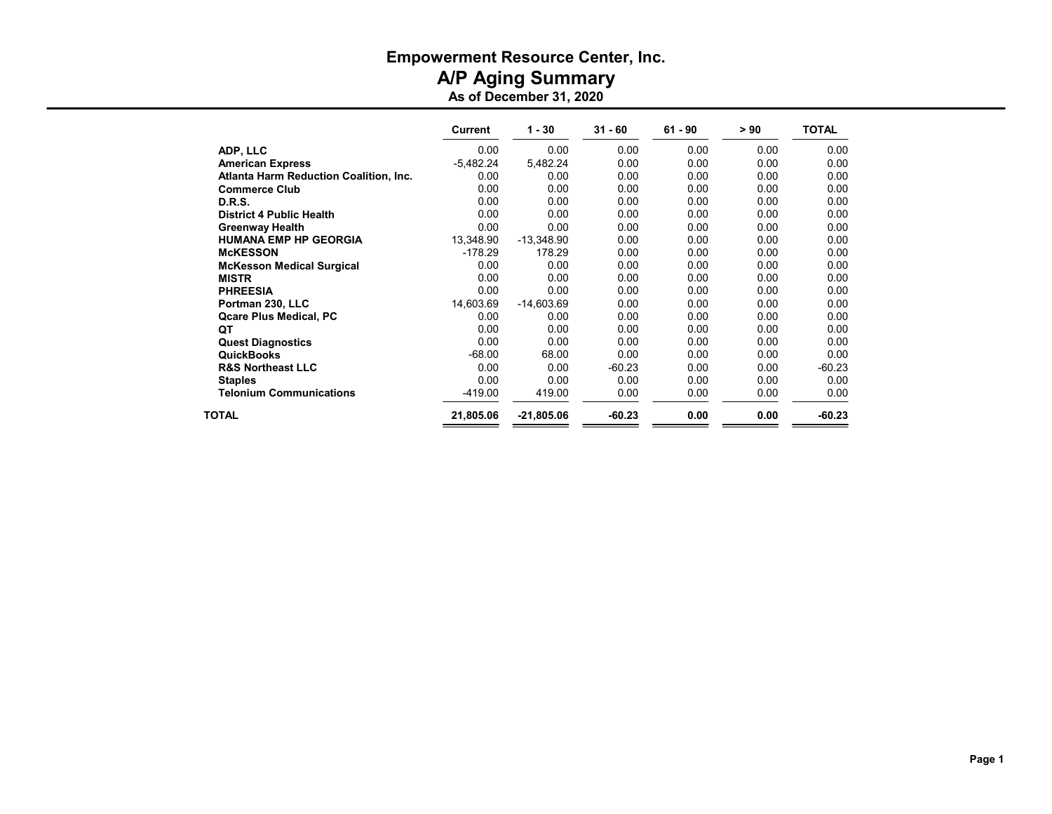# Empowerment Resource Center, Inc.
## A/P Aging Summary
### As of December 31, 2020

| | Current | 1 - 30 | 31 - 60 | 61 - 90 | > 90 | TOTAL |
|---|---|---|---|---|---|---|
| **ADP, LLC** | 0.00 | 0.00 | 0.00 | 0.00 | 0.00 | 0.00 |
| **American Express** | -5,482.24 | 5,482.24 | 0.00 | 0.00 | 0.00 | 0.00 |
| **Atlanta Harm Reduction Coalition, Inc.** | 0.00 | 0.00 | 0.00 | 0.00 | 0.00 | 0.00 |
| **Commerce Club** | 0.00 | 0.00 | 0.00 | 0.00 | 0.00 | 0.00 |
| **D.R.S.** | 0.00 | 0.00 | 0.00 | 0.00 | 0.00 | 0.00 |
| **District 4 Public Health** | 0.00 | 0.00 | 0.00 | 0.00 | 0.00 | 0.00 |
| **Greenway Health** | 0.00 | 0.00 | 0.00 | 0.00 | 0.00 | 0.00 |
| **HUMANA EMP HP GEORGIA** | 13,348.90 | -13,348.90 | 0.00 | 0.00 | 0.00 | 0.00 |
| **McKESSON** | -178.29 | 178.29 | 0.00 | 0.00 | 0.00 | 0.00 |
| **McKesson Medical Surgical** | 0.00 | 0.00 | 0.00 | 0.00 | 0.00 | 0.00 |
| **MISTR** | 0.00 | 0.00 | 0.00 | 0.00 | 0.00 | 0.00 |
| **PHREESIA** | 0.00 | 0.00 | 0.00 | 0.00 | 0.00 | 0.00 |
| **Portman 230, LLC** | 14,603.69 | -14,603.69 | 0.00 | 0.00 | 0.00 | 0.00 |
| **Qcare Plus Medical, PC** | 0.00 | 0.00 | 0.00 | 0.00 | 0.00 | 0.00 |
| **QT** | 0.00 | 0.00 | 0.00 | 0.00 | 0.00 | 0.00 |
| **Quest Diagnostics** | 0.00 | 0.00 | 0.00 | 0.00 | 0.00 | 0.00 |
| **QuickBooks** | -68.00 | 68.00 | 0.00 | 0.00 | 0.00 | 0.00 |
| **R&S Northeast LLC** | 0.00 | 0.00 | -60.23 | 0.00 | 0.00 | -60.23 |
| **Staples** | 0.00 | 0.00 | 0.00 | 0.00 | 0.00 | 0.00 |
| **Telonium Communications** | -419.00 | 419.00 | 0.00 | 0.00 | 0.00 | 0.00 |
| **TOTAL** | **21,805.06** | **-21,805.06** | **-60.23** | **0.00** | **0.00** | **-60.23** |